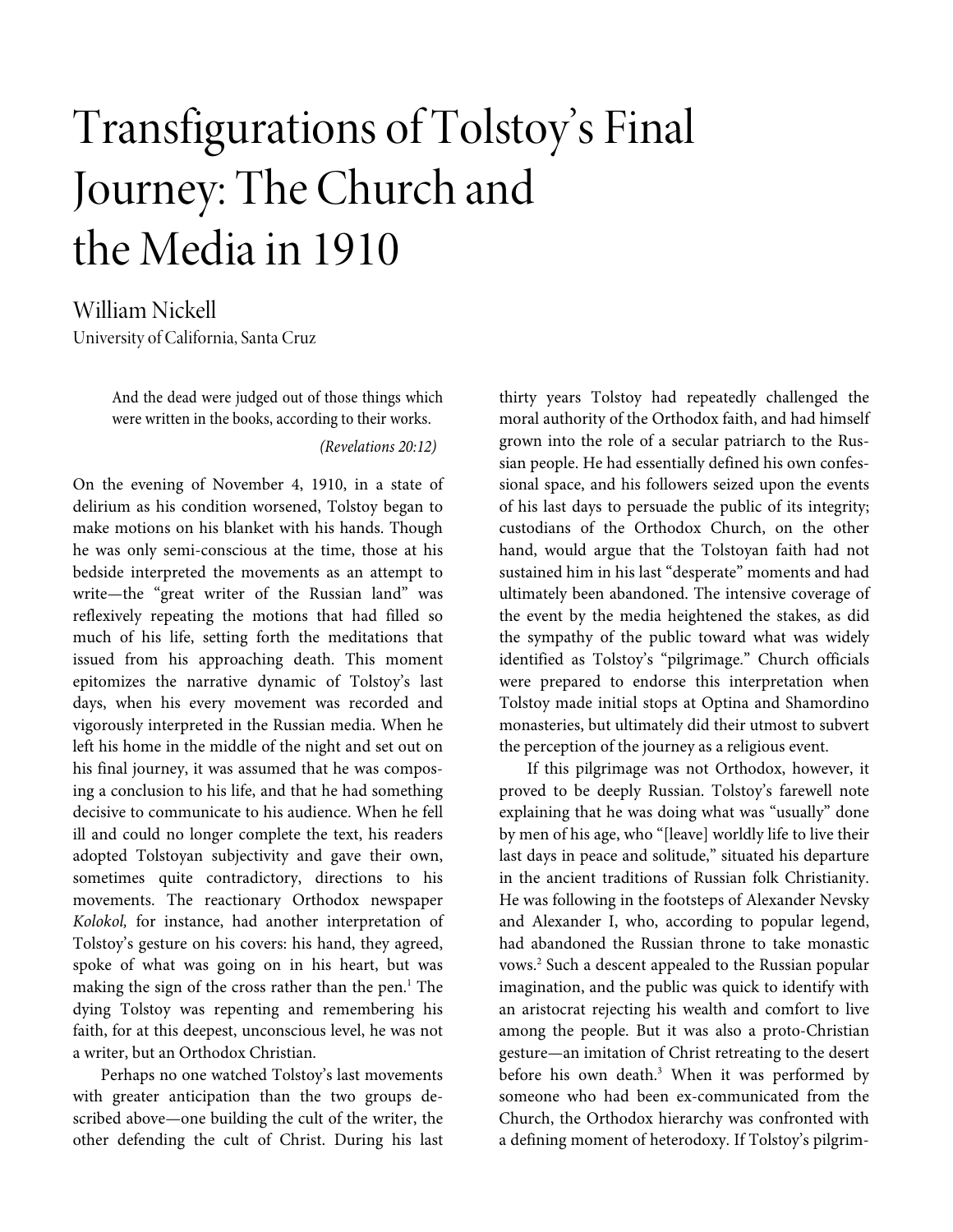# Transfigurations of Tolstoy's Final Journey: The Church and the Media in 1910

William Nickell
University of California, Santa Cruz

> And the dead were judged out of those things which were written in the books, according to their works.
>
> *(Revelations 20:12)*

On the evening of November 4, 1910, in a state of delirium as his condition worsened, Tolstoy began to make motions on his blanket with his hands. Though he was only semi-conscious at the time, those at his bedside interpreted the movements as an attempt to write—the "great writer of the Russian land" was reflexively repeating the motions that had filled so much of his life, setting forth the meditations that issued from his approaching death. This moment epitomizes the narrative dynamic of Tolstoy's last days, when his every movement was recorded and vigorously interpreted in the Russian media. When he left his home in the middle of the night and set out on his final journey, it was assumed that he was composing a conclusion to his life, and that he had something decisive to communicate to his audience. When he fell ill and could no longer complete the text, his readers adopted Tolstoyan subjectivity and gave their own, sometimes quite contradictory, directions to his movements. The reactionary Orthodox newspaper *Kolokol,* for instance, had another interpretation of Tolstoy's gesture on his covers: his hand, they agreed, spoke of what was going on in his heart, but was making the sign of the cross rather than the pen.[1] The dying Tolstoy was repenting and remembering his faith, for at this deepest, unconscious level, he was not a writer, but an Orthodox Christian.

Perhaps no one watched Tolstoy's last movements with greater anticipation than the two groups described above—one building the cult of the writer, the other defending the cult of Christ. During his last thirty years Tolstoy had repeatedly challenged the moral authority of the Orthodox faith, and had himself grown into the role of a secular patriarch to the Russian people. He had essentially defined his own confessional space, and his followers seized upon the events of his last days to persuade the public of its integrity; custodians of the Orthodox Church, on the other hand, would argue that the Tolstoyan faith had not sustained him in his last "desperate" moments and had ultimately been abandoned. The intensive coverage of the event by the media heightened the stakes, as did the sympathy of the public toward what was widely identified as Tolstoy's "pilgrimage." Church officials were prepared to endorse this interpretation when Tolstoy made initial stops at Optina and Shamordino monasteries, but ultimately did their utmost to subvert the perception of the journey as a religious event.

If this pilgrimage was not Orthodox, however, it proved to be deeply Russian. Tolstoy's farewell note explaining that he was doing what was "usually" done by men of his age, who "[leave] worldly life to live their last days in peace and solitude," situated his departure in the ancient traditions of Russian folk Christianity. He was following in the footsteps of Alexander Nevsky and Alexander I, who, according to popular legend, had abandoned the Russian throne to take monastic vows.[2] Such a descent appealed to the Russian popular imagination, and the public was quick to identify with an aristocrat rejecting his wealth and comfort to live among the people. But it was also a proto-Christian gesture—an imitation of Christ retreating to the desert before his own death.[3] When it was performed by someone who had been ex-communicated from the Church, the Orthodox hierarchy was confronted with a defining moment of heterodoxy. If Tolstoy's pilgrim-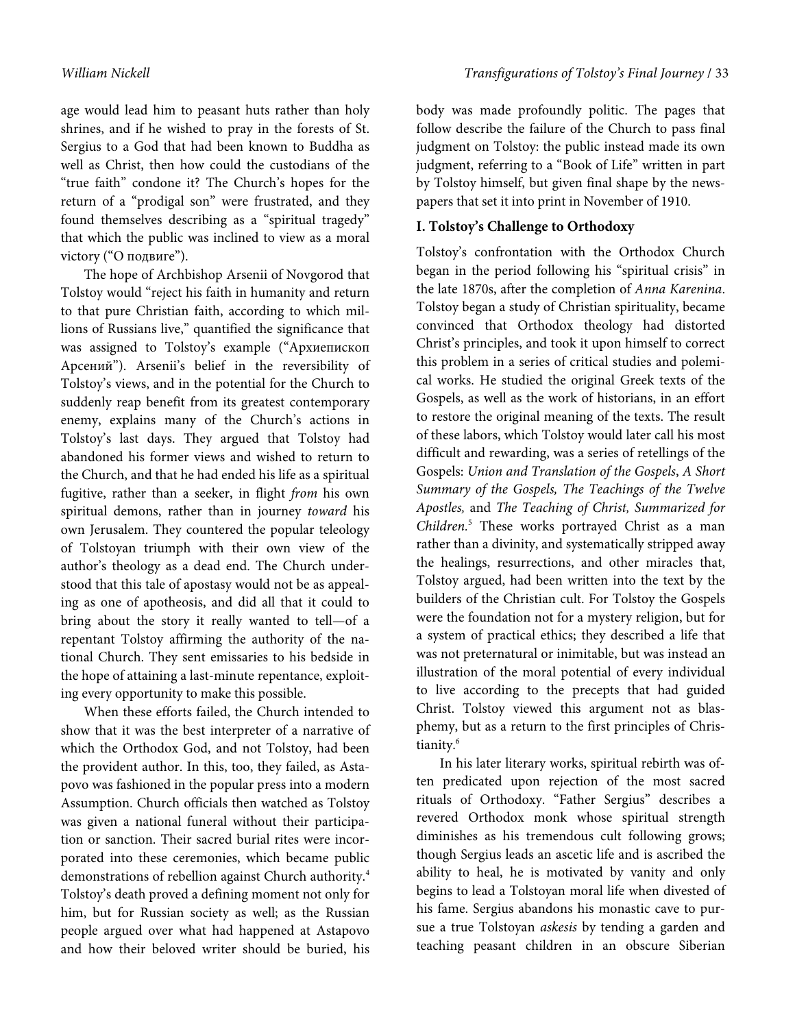age would lead him to peasant huts rather than holy shrines, and if he wished to pray in the forests of St. Sergius to a God that had been known to Buddha as well as Christ, then how could the custodians of the "true faith" condone it? The Church's hopes for the return of a "prodigal son" were frustrated, and they found themselves describing as a "spiritual tragedy" that which the public was inclined to view as a moral victory ("О подвиге").

The hope of Archbishop Arsenii of Novgorod that Tolstoy would "reject his faith in humanity and return to that pure Christian faith, according to which millions of Russians live," quantified the significance that was assigned to Tolstoy's example ("Архиепископ Арсений"). Arsenii's belief in the reversibility of Tolstoy's views, and in the potential for the Church to suddenly reap benefit from its greatest contemporary enemy, explains many of the Church's actions in Tolstoy's last days. They argued that Tolstoy had abandoned his former views and wished to return to the Church, and that he had ended his life as a spiritual fugitive, rather than a seeker, in flight *from* his own spiritual demons, rather than in journey *toward* his own Jerusalem. They countered the popular teleology of Tolstoyan triumph with their own view of the author's theology as a dead end. The Church understood that this tale of apostasy would not be as appealing as one of apotheosis, and did all that it could to bring about the story it really wanted to tell—of a repentant Tolstoy affirming the authority of the national Church. They sent emissaries to his bedside in the hope of attaining a last-minute repentance, exploiting every opportunity to make this possible.

When these efforts failed, the Church intended to show that it was the best interpreter of a narrative of which the Orthodox God, and not Tolstoy, had been the provident author. In this, too, they failed, as Astapovo was fashioned in the popular press into a modern Assumption. Church officials then watched as Tolstoy was given a national funeral without their participation or sanction. Their sacred burial rites were incorporated into these ceremonies, which became public demonstrations of rebellion against Church authority.[4] Tolstoy's death proved a defining moment not only for him, but for Russian society as well; as the Russian people argued over what had happened at Astapovo and how their beloved writer should be buried, his body was made profoundly politic. The pages that follow describe the failure of the Church to pass final judgment on Tolstoy: the public instead made its own judgment, referring to a "Book of Life" written in part by Tolstoy himself, but given final shape by the newspapers that set it into print in November of 1910.

## I. Tolstoy's Challenge to Orthodoxy

Tolstoy's confrontation with the Orthodox Church began in the period following his "spiritual crisis" in the late 1870s, after the completion of *Anna Karenina*. Tolstoy began a study of Christian spirituality, became convinced that Orthodox theology had distorted Christ's principles, and took it upon himself to correct this problem in a series of critical studies and polemical works. He studied the original Greek texts of the Gospels, as well as the work of historians, in an effort to restore the original meaning of the texts. The result of these labors, which Tolstoy would later call his most difficult and rewarding, was a series of retellings of the Gospels: *Union and Translation of the Gospels*, *A Short Summary of the Gospels, The Teachings of the Twelve Apostles,* and *The Teaching of Christ, Summarized for Children.*[5] These works portrayed Christ as a man rather than a divinity, and systematically stripped away the healings, resurrections, and other miracles that, Tolstoy argued, had been written into the text by the builders of the Christian cult. For Tolstoy the Gospels were the foundation not for a mystery religion, but for a system of practical ethics; they described a life that was not preternatural or inimitable, but was instead an illustration of the moral potential of every individual to live according to the precepts that had guided Christ. Tolstoy viewed this argument not as blasphemy, but as a return to the first principles of Christianity.[6]

In his later literary works, spiritual rebirth was often predicated upon rejection of the most sacred rituals of Orthodoxy. "Father Sergius" describes a revered Orthodox monk whose spiritual strength diminishes as his tremendous cult following grows; though Sergius leads an ascetic life and is ascribed the ability to heal, he is motivated by vanity and only begins to lead a Tolstoyan moral life when divested of his fame. Sergius abandons his monastic cave to pursue a true Tolstoyan *askesis* by tending a garden and teaching peasant children in an obscure Siberian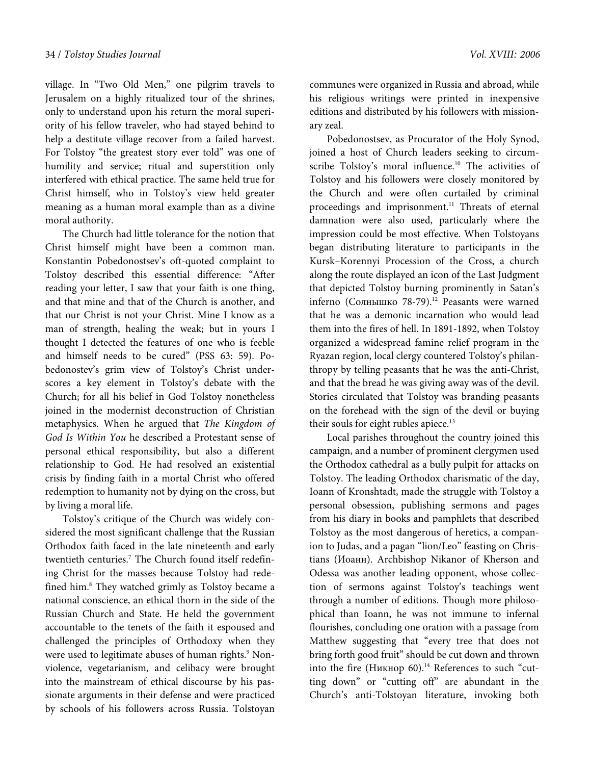village. In "Two Old Men," one pilgrim travels to Jerusalem on a highly ritualized tour of the shrines, only to understand upon his return the moral superiority of his fellow traveler, who had stayed behind to help a destitute village recover from a failed harvest. For Tolstoy "the greatest story ever told" was one of humility and service; ritual and superstition only interfered with ethical practice. The same held true for Christ himself, who in Tolstoy's view held greater meaning as a human moral example than as a divine moral authority.

The Church had little tolerance for the notion that Christ himself might have been a common man. Konstantin Pobedonostsev's oft-quoted complaint to Tolstoy described this essential difference: "After reading your letter, I saw that your faith is one thing, and that mine and that of the Church is another, and that our Christ is not your Christ. Mine I know as a man of strength, healing the weak; but in yours I thought I detected the features of one who is feeble and himself needs to be cured" (PSS 63: 59). Pobedonostev's grim view of Tolstoy's Christ underscores a key element in Tolstoy's debate with the Church; for all his belief in God Tolstoy nonetheless joined in the modernist deconstruction of Christian metaphysics. When he argued that *The Kingdom of God Is Within You* he described a Protestant sense of personal ethical responsibility, but also a different relationship to God. He had resolved an existential crisis by finding faith in a mortal Christ who offered redemption to humanity not by dying on the cross, but by living a moral life.

Tolstoy's critique of the Church was widely considered the most significant challenge that the Russian Orthodox faith faced in the late nineteenth and early twentieth centuries.[7] The Church found itself redefining Christ for the masses because Tolstoy had redefined him.[8] They watched grimly as Tolstoy became a national conscience, an ethical thorn in the side of the Russian Church and State. He held the government accountable to the tenets of the faith it espoused and challenged the principles of Orthodoxy when they were used to legitimate abuses of human rights.[9] Nonviolence, vegetarianism, and celibacy were brought into the mainstream of ethical discourse by his passionate arguments in their defense and were practiced by schools of his followers across Russia. Tolstoyan communes were organized in Russia and abroad, while his religious writings were printed in inexpensive editions and distributed by his followers with missionary zeal.

Pobedonostsev, as Procurator of the Holy Synod, joined a host of Church leaders seeking to circumscribe Tolstoy's moral influence.[10] The activities of Tolstoy and his followers were closely monitored by the Church and were often curtailed by criminal proceedings and imprisonment.[11] Threats of eternal damnation were also used, particularly where the impression could be most effective. When Tolstoyans began distributing literature to participants in the Kursk–Korennyi Procession of the Cross, a church along the route displayed an icon of the Last Judgment that depicted Tolstoy burning prominently in Satan's inferno (Солнышко 78-79).[12] Peasants were warned that he was a demonic incarnation who would lead them into the fires of hell. In 1891-1892, when Tolstoy organized a widespread famine relief program in the Ryazan region, local clergy countered Tolstoy's philanthropy by telling peasants that he was the anti-Christ, and that the bread he was giving away was of the devil. Stories circulated that Tolstoy was branding peasants on the forehead with the sign of the devil or buying their souls for eight rubles apiece.[13]

Local parishes throughout the country joined this campaign, and a number of prominent clergymen used the Orthodox cathedral as a bully pulpit for attacks on Tolstoy. The leading Orthodox charismatic of the day, Ioann of Kronshtadt, made the struggle with Tolstoy a personal obsession, publishing sermons and pages from his diary in books and pamphlets that described Tolstoy as the most dangerous of heretics, a companion to Judas, and a pagan "lion/Leo" feasting on Christians (Иоанн). Archbishop Nikanor of Kherson and Odessa was another leading opponent, whose collection of sermons against Tolstoy's teachings went through a number of editions. Though more philosophical than Ioann, he was not immune to infernal flourishes, concluding one oration with a passage from Matthew suggesting that "every tree that does not bring forth good fruit" should be cut down and thrown into the fire (Никнор 60).[14] References to such "cutting down" or "cutting off" are abundant in the Church's anti-Tolstoyan literature, invoking both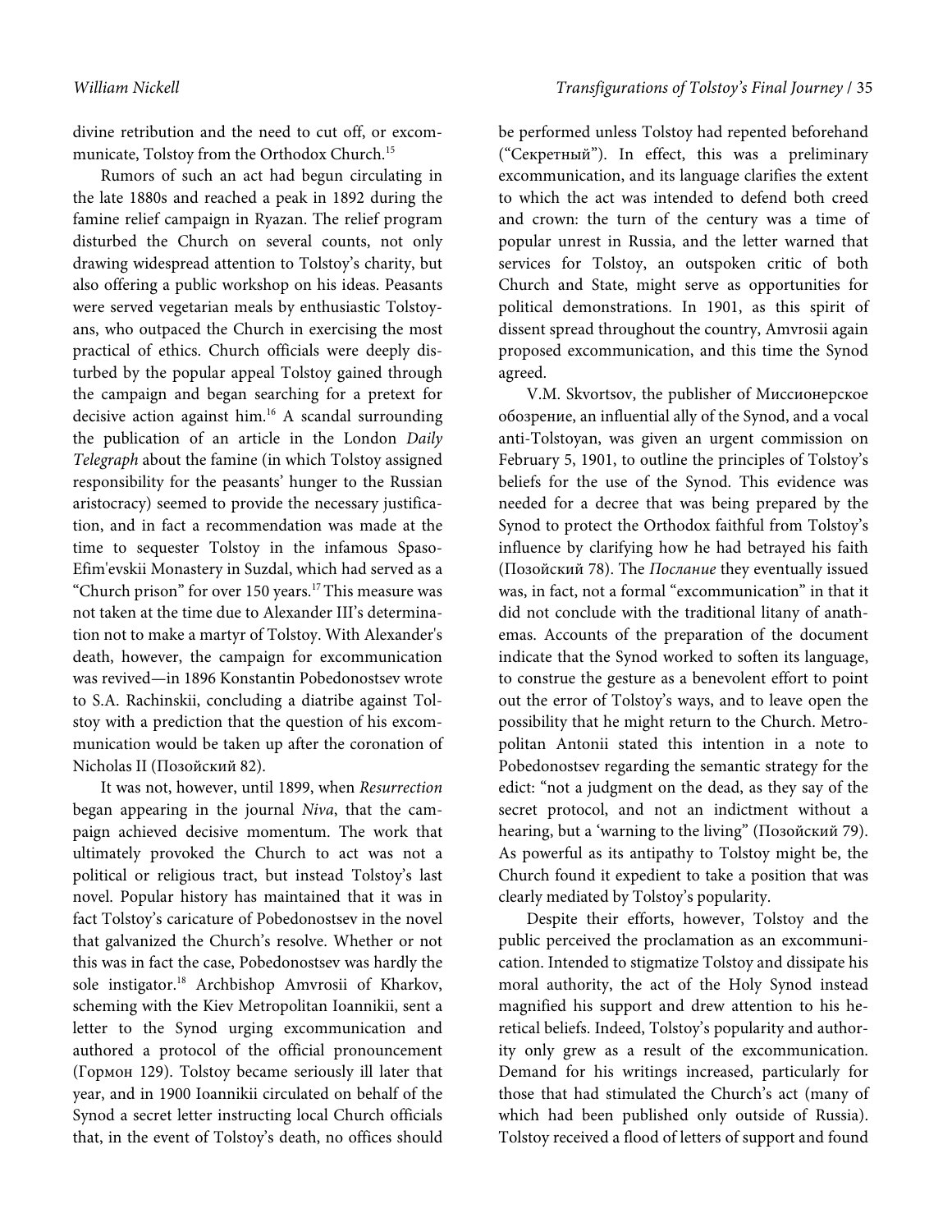divine retribution and the need to cut off, or excommunicate, Tolstoy from the Orthodox Church.[15]

Rumors of such an act had begun circulating in the late 1880s and reached a peak in 1892 during the famine relief campaign in Ryazan. The relief program disturbed the Church on several counts, not only drawing widespread attention to Tolstoy's charity, but also offering a public workshop on his ideas. Peasants were served vegetarian meals by enthusiastic Tolstoyans, who outpaced the Church in exercising the most practical of ethics. Church officials were deeply disturbed by the popular appeal Tolstoy gained through the campaign and began searching for a pretext for decisive action against him.[16] A scandal surrounding the publication of an article in the London *Daily Telegraph* about the famine (in which Tolstoy assigned responsibility for the peasants' hunger to the Russian aristocracy) seemed to provide the necessary justification, and in fact a recommendation was made at the time to sequester Tolstoy in the infamous Spaso-Efim'evskii Monastery in Suzdal, which had served as a "Church prison" for over 150 years.[17] This measure was not taken at the time due to Alexander III's determination not to make a martyr of Tolstoy. With Alexander's death, however, the campaign for excommunication was revived—in 1896 Konstantin Pobedonostsev wrote to S.A. Rachinskii, concluding a diatribe against Tolstoy with a prediction that the question of his excommunication would be taken up after the coronation of Nicholas II (Позойский 82).

It was not, however, until 1899, when *Resurrection* began appearing in the journal *Niva*, that the campaign achieved decisive momentum. The work that ultimately provoked the Church to act was not a political or religious tract, but instead Tolstoy's last novel. Popular history has maintained that it was in fact Tolstoy's caricature of Pobedonostsev in the novel that galvanized the Church's resolve. Whether or not this was in fact the case, Pobedonostsev was hardly the sole instigator.[18] Archbishop Amvrosii of Kharkov, scheming with the Kiev Metropolitan Ioannikii, sent a letter to the Synod urging excommunication and authored a protocol of the official pronouncement (Гормон 129). Tolstoy became seriously ill later that year, and in 1900 Ioannikii circulated on behalf of the Synod a secret letter instructing local Church officials that, in the event of Tolstoy's death, no offices should be performed unless Tolstoy had repented beforehand ("Секретный"). In effect, this was a preliminary excommunication, and its language clarifies the extent to which the act was intended to defend both creed and crown: the turn of the century was a time of popular unrest in Russia, and the letter warned that services for Tolstoy, an outspoken critic of both Church and State, might serve as opportunities for political demonstrations. In 1901, as this spirit of dissent spread throughout the country, Amvrosii again proposed excommunication, and this time the Synod agreed.

V.M. Skvortsov, the publisher of Миссионерское обозрение, an influential ally of the Synod, and a vocal anti-Tolstoyan, was given an urgent commission on February 5, 1901, to outline the principles of Tolstoy's beliefs for the use of the Synod. This evidence was needed for a decree that was being prepared by the Synod to protect the Orthodox faithful from Tolstoy's influence by clarifying how he had betrayed his faith (Позойский 78). The *Послание* they eventually issued was, in fact, not a formal "excommunication" in that it did not conclude with the traditional litany of anathemas. Accounts of the preparation of the document indicate that the Synod worked to soften its language, to construe the gesture as a benevolent effort to point out the error of Tolstoy's ways, and to leave open the possibility that he might return to the Church. Metropolitan Antonii stated this intention in a note to Pobedonostsev regarding the semantic strategy for the edict: "not a judgment on the dead, as they say of the secret protocol, and not an indictment without a hearing, but a 'warning to the living" (Позойский 79). As powerful as its antipathy to Tolstoy might be, the Church found it expedient to take a position that was clearly mediated by Tolstoy's popularity.

Despite their efforts, however, Tolstoy and the public perceived the proclamation as an excommunication. Intended to stigmatize Tolstoy and dissipate his moral authority, the act of the Holy Synod instead magnified his support and drew attention to his heretical beliefs. Indeed, Tolstoy's popularity and authority only grew as a result of the excommunication. Demand for his writings increased, particularly for those that had stimulated the Church's act (many of which had been published only outside of Russia). Tolstoy received a flood of letters of support and found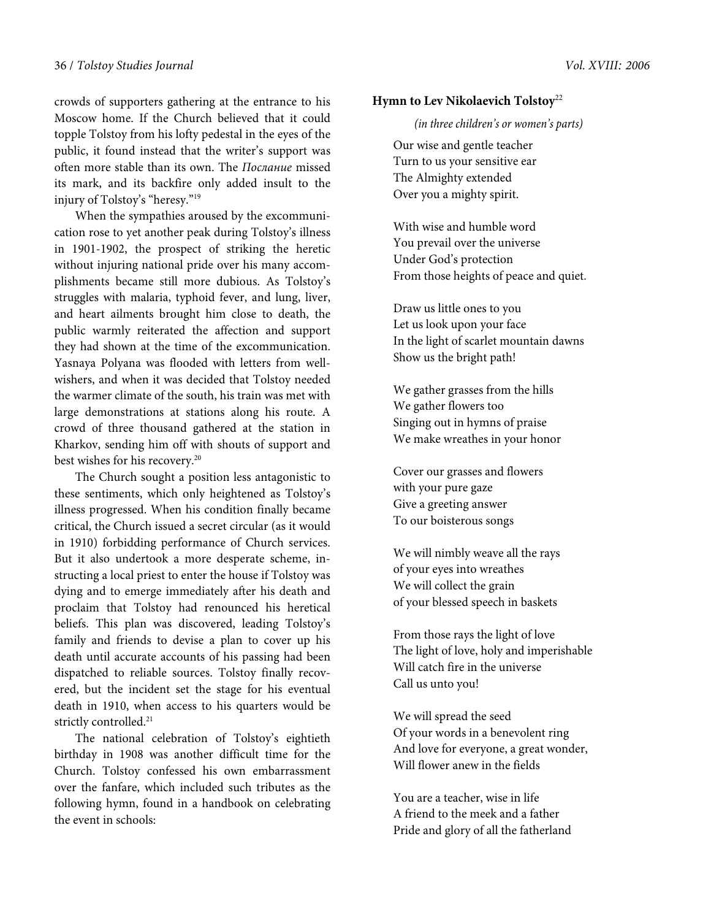crowds of supporters gathering at the entrance to his Moscow home. If the Church believed that it could topple Tolstoy from his lofty pedestal in the eyes of the public, it found instead that the writer's support was often more stable than its own. The *Послание* missed its mark, and its backfire only added insult to the injury of Tolstoy's "heresy."[19]

When the sympathies aroused by the excommunication rose to yet another peak during Tolstoy's illness in 1901-1902, the prospect of striking the heretic without injuring national pride over his many accomplishments became still more dubious. As Tolstoy's struggles with malaria, typhoid fever, and lung, liver, and heart ailments brought him close to death, the public warmly reiterated the affection and support they had shown at the time of the excommunication. Yasnaya Polyana was flooded with letters from well-wishers, and when it was decided that Tolstoy needed the warmer climate of the south, his train was met with large demonstrations at stations along his route. A crowd of three thousand gathered at the station in Kharkov, sending him off with shouts of support and best wishes for his recovery.[20]

The Church sought a position less antagonistic to these sentiments, which only heightened as Tolstoy's illness progressed. When his condition finally became critical, the Church issued a secret circular (as it would in 1910) forbidding performance of Church services. But it also undertook a more desperate scheme, instructing a local priest to enter the house if Tolstoy was dying and to emerge immediately after his death and proclaim that Tolstoy had renounced his heretical beliefs. This plan was discovered, leading Tolstoy's family and friends to devise a plan to cover up his death until accurate accounts of his passing had been dispatched to reliable sources. Tolstoy finally recovered, but the incident set the stage for his eventual death in 1910, when access to his quarters would be strictly controlled.[21]

The national celebration of Tolstoy's eightieth birthday in 1908 was another difficult time for the Church. Tolstoy confessed his own embarrassment over the fanfare, which included such tributes as the following hymn, found in a handbook on celebrating the event in schools:

**Hymn to Lev Nikolaevich Tolstoy**[22]

*(in three children's or women's parts)*

Our wise and gentle teacher
Turn to us your sensitive ear
The Almighty extended
Over you a mighty spirit.

With wise and humble word
You prevail over the universe
Under God's protection
From those heights of peace and quiet.

Draw us little ones to you
Let us look upon your face
In the light of scarlet mountain dawns
Show us the bright path!

We gather grasses from the hills
We gather flowers too
Singing out in hymns of praise
We make wreathes in your honor

Cover our grasses and flowers
with your pure gaze
Give a greeting answer
To our boisterous songs

We will nimbly weave all the rays
of your eyes into wreathes
We will collect the grain
of your blessed speech in baskets

From those rays the light of love
The light of love, holy and imperishable
Will catch fire in the universe
Call us unto you!

We will spread the seed
Of your words in a benevolent ring
And love for everyone, a great wonder,
Will flower anew in the fields

You are a teacher, wise in life
A friend to the meek and a father
Pride and glory of all the fatherland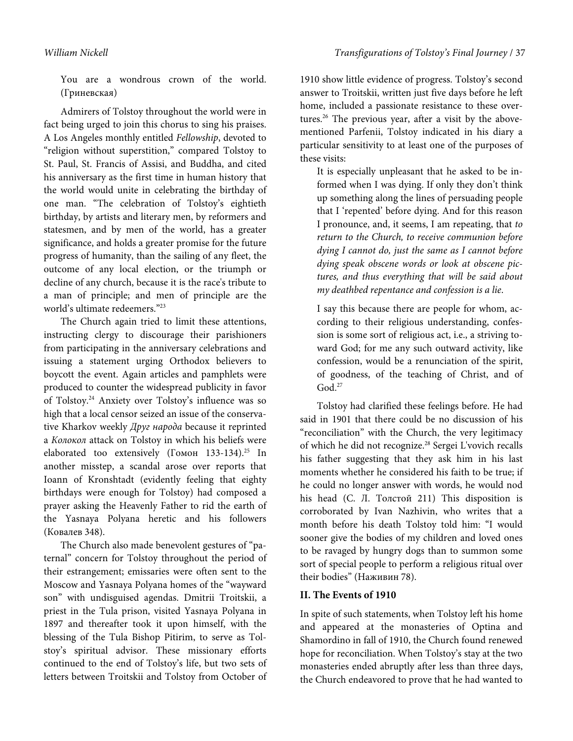> You are a wondrous crown of the world. (Гриневская)

Admirers of Tolstoy throughout the world were in fact being urged to join this chorus to sing his praises. A Los Angeles monthly entitled *Fellowship*, devoted to "religion without superstition," compared Tolstoy to St. Paul, St. Francis of Assisi, and Buddha, and cited his anniversary as the first time in human history that the world would unite in celebrating the birthday of one man. "The celebration of Tolstoy's eightieth birthday, by artists and literary men, by reformers and statesmen, and by men of the world, has a greater significance, and holds a greater promise for the future progress of humanity, than the sailing of any fleet, the outcome of any local election, or the triumph or decline of any church, because it is the race's tribute to a man of principle; and men of principle are the world's ultimate redeemers."[23]

The Church again tried to limit these attentions, instructing clergy to discourage their parishioners from participating in the anniversary celebrations and issuing a statement urging Orthodox believers to boycott the event. Again articles and pamphlets were produced to counter the widespread publicity in favor of Tolstoy.[24] Anxiety over Tolstoy's influence was so high that a local censor seized an issue of the conservative Kharkov weekly *Друг народа* because it reprinted a *Колокол* attack on Tolstoy in which his beliefs were elaborated too extensively (Гомон 133-134).[25] In another misstep, a scandal arose over reports that Ioann of Kronshtadt (evidently feeling that eighty birthdays were enough for Tolstoy) had composed a prayer asking the Heavenly Father to rid the earth of the Yasnaya Polyana heretic and his followers (Ковалев 348).

The Church also made benevolent gestures of "paternal" concern for Tolstoy throughout the period of their estrangement; emissaries were often sent to the Moscow and Yasnaya Polyana homes of the "wayward son" with undisguised agendas. Dmitrii Troitskii, a priest in the Tula prison, visited Yasnaya Polyana in 1897 and thereafter took it upon himself, with the blessing of the Tula Bishop Pitirim, to serve as Tolstoy's spiritual advisor. These missionary efforts continued to the end of Tolstoy's life, but two sets of letters between Troitskii and Tolstoy from October of 1910 show little evidence of progress. Tolstoy's second answer to Troitskii, written just five days before he left home, included a passionate resistance to these overtures.[26] The previous year, after a visit by the above-mentioned Parfenii, Tolstoy indicated in his diary a particular sensitivity to at least one of the purposes of these visits:

> It is especially unpleasant that he asked to be informed when I was dying. If only they don't think up something along the lines of persuading people that I 'repented' before dying. And for this reason I pronounce, and, it seems, I am repeating, that *to return to the Church, to receive communion before dying I cannot do, just the same as I cannot before dying speak obscene words or look at obscene pictures, and thus everything that will be said about my deathbed repentance and confession is a lie*.
>
> I say this because there are people for whom, according to their religious understanding, confession is some sort of religious act, i.e., a striving toward God; for me any such outward activity, like confession, would be a renunciation of the spirit, of goodness, of the teaching of Christ, and of God.[27]

Tolstoy had clarified these feelings before. He had said in 1901 that there could be no discussion of his "reconciliation" with the Church, the very legitimacy of which he did not recognize.[28] Sergei L'vovich recalls his father suggesting that they ask him in his last moments whether he considered his faith to be true; if he could no longer answer with words, he would nod his head (С. Л. Толстой 211) This disposition is corroborated by Ivan Nazhivin, who writes that a month before his death Tolstoy told him: "I would sooner give the bodies of my children and loved ones to be ravaged by hungry dogs than to summon some sort of special people to perform a religious ritual over their bodies" (Наживин 78).

## II. The Events of 1910

In spite of such statements, when Tolstoy left his home and appeared at the monasteries of Optina and Shamordino in fall of 1910, the Church found renewed hope for reconciliation. When Tolstoy's stay at the two monasteries ended abruptly after less than three days, the Church endeavored to prove that he had wanted to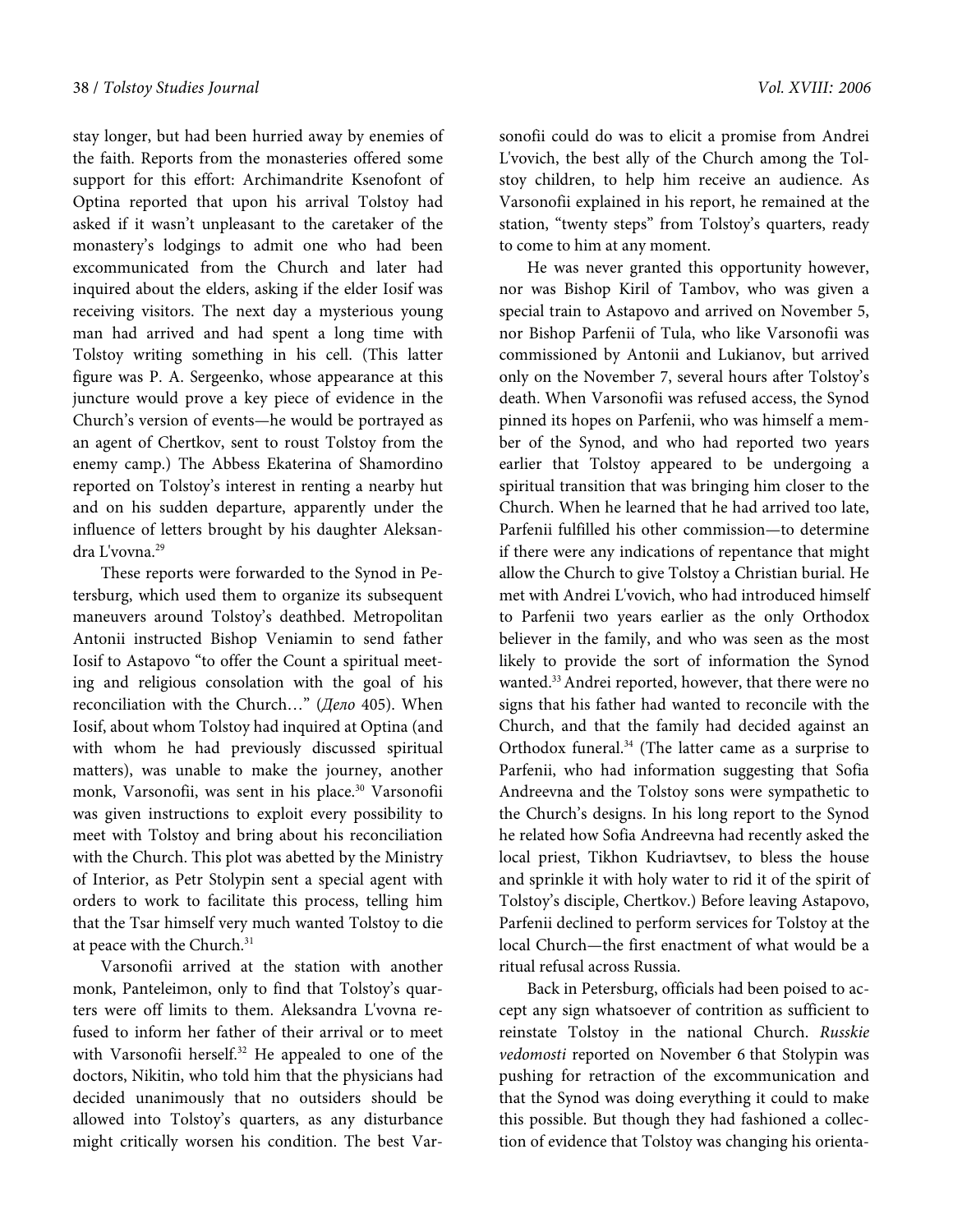stay longer, but had been hurried away by enemies of the faith. Reports from the monasteries offered some support for this effort: Archimandrite Ksenofont of Optina reported that upon his arrival Tolstoy had asked if it wasn't unpleasant to the caretaker of the monastery's lodgings to admit one who had been excommunicated from the Church and later had inquired about the elders, asking if the elder Iosif was receiving visitors. The next day a mysterious young man had arrived and had spent a long time with Tolstoy writing something in his cell. (This latter figure was P. A. Sergeenko, whose appearance at this juncture would prove a key piece of evidence in the Church's version of events—he would be portrayed as an agent of Chertkov, sent to roust Tolstoy from the enemy camp.) The Abbess Ekaterina of Shamordino reported on Tolstoy's interest in renting a nearby hut and on his sudden departure, apparently under the influence of letters brought by his daughter Aleksandra L'vovna.[29]

These reports were forwarded to the Synod in Petersburg, which used them to organize its subsequent maneuvers around Tolstoy's deathbed. Metropolitan Antonii instructed Bishop Veniamin to send father Iosif to Astapovo "to offer the Count a spiritual meeting and religious consolation with the goal of his reconciliation with the Church…" (*Дело* 405). When Iosif, about whom Tolstoy had inquired at Optina (and with whom he had previously discussed spiritual matters), was unable to make the journey, another monk, Varsonofii, was sent in his place.[30] Varsonofii was given instructions to exploit every possibility to meet with Tolstoy and bring about his reconciliation with the Church. This plot was abetted by the Ministry of Interior, as Petr Stolypin sent a special agent with orders to work to facilitate this process, telling him that the Tsar himself very much wanted Tolstoy to die at peace with the Church.[31]

Varsonofii arrived at the station with another monk, Panteleimon, only to find that Tolstoy's quarters were off limits to them. Aleksandra L'vovna refused to inform her father of their arrival or to meet with Varsonofii herself.[32] He appealed to one of the doctors, Nikitin, who told him that the physicians had decided unanimously that no outsiders should be allowed into Tolstoy's quarters, as any disturbance might critically worsen his condition. The best Varsonofii could do was to elicit a promise from Andrei L'vovich, the best ally of the Church among the Tolstoy children, to help him receive an audience. As Varsonofii explained in his report, he remained at the station, "twenty steps" from Tolstoy's quarters, ready to come to him at any moment.

He was never granted this opportunity however, nor was Bishop Kiril of Tambov, who was given a special train to Astapovo and arrived on November 5, nor Bishop Parfenii of Tula, who like Varsonofii was commissioned by Antonii and Lukianov, but arrived only on the November 7, several hours after Tolstoy's death. When Varsonofii was refused access, the Synod pinned its hopes on Parfenii, who was himself a member of the Synod, and who had reported two years earlier that Tolstoy appeared to be undergoing a spiritual transition that was bringing him closer to the Church. When he learned that he had arrived too late, Parfenii fulfilled his other commission—to determine if there were any indications of repentance that might allow the Church to give Tolstoy a Christian burial. He met with Andrei L'vovich, who had introduced himself to Parfenii two years earlier as the only Orthodox believer in the family, and who was seen as the most likely to provide the sort of information the Synod wanted.[33] Andrei reported, however, that there were no signs that his father had wanted to reconcile with the Church, and that the family had decided against an Orthodox funeral.[34] (The latter came as a surprise to Parfenii, who had information suggesting that Sofia Andreevna and the Tolstoy sons were sympathetic to the Church's designs. In his long report to the Synod he related how Sofia Andreevna had recently asked the local priest, Tikhon Kudriavtsev, to bless the house and sprinkle it with holy water to rid it of the spirit of Tolstoy's disciple, Chertkov.) Before leaving Astapovo, Parfenii declined to perform services for Tolstoy at the local Church—the first enactment of what would be a ritual refusal across Russia.

Back in Petersburg, officials had been poised to accept any sign whatsoever of contrition as sufficient to reinstate Tolstoy in the national Church. *Russkie vedomosti* reported on November 6 that Stolypin was pushing for retraction of the excommunication and that the Synod was doing everything it could to make this possible. But though they had fashioned a collection of evidence that Tolstoy was changing his orienta-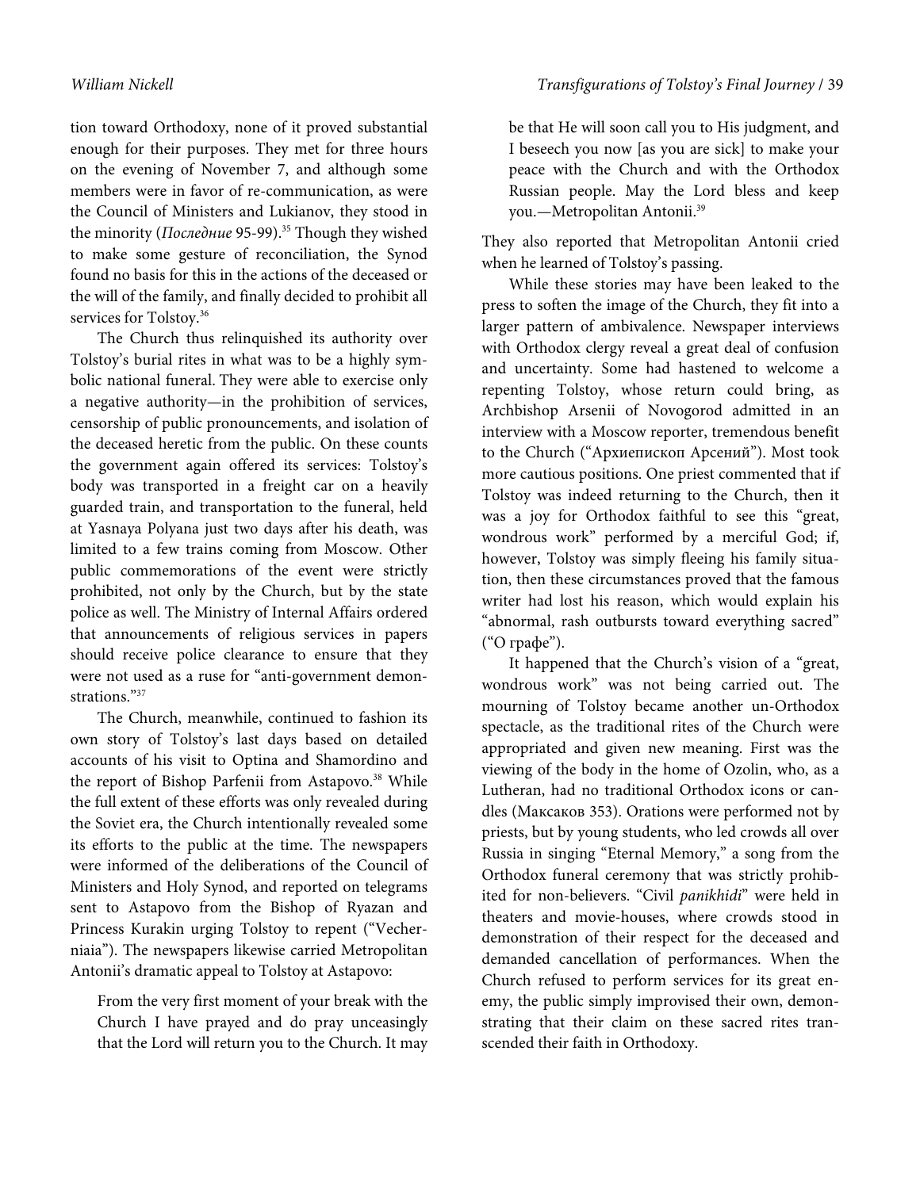tion toward Orthodoxy, none of it proved substantial enough for their purposes. They met for three hours on the evening of November 7, and although some members were in favor of re-communication, as were the Council of Ministers and Lukianov, they stood in the minority (*Последние* 95-99).[35] Though they wished to make some gesture of reconciliation, the Synod found no basis for this in the actions of the deceased or the will of the family, and finally decided to prohibit all services for Tolstoy.[36]

The Church thus relinquished its authority over Tolstoy's burial rites in what was to be a highly symbolic national funeral. They were able to exercise only a negative authority—in the prohibition of services, censorship of public pronouncements, and isolation of the deceased heretic from the public. On these counts the government again offered its services: Tolstoy's body was transported in a freight car on a heavily guarded train, and transportation to the funeral, held at Yasnaya Polyana just two days after his death, was limited to a few trains coming from Moscow. Other public commemorations of the event were strictly prohibited, not only by the Church, but by the state police as well. The Ministry of Internal Affairs ordered that announcements of religious services in papers should receive police clearance to ensure that they were not used as a ruse for "anti-government demonstrations."[37]

The Church, meanwhile, continued to fashion its own story of Tolstoy's last days based on detailed accounts of his visit to Optina and Shamordino and the report of Bishop Parfenii from Astapovo.[38] While the full extent of these efforts was only revealed during the Soviet era, the Church intentionally revealed some its efforts to the public at the time. The newspapers were informed of the deliberations of the Council of Ministers and Holy Synod, and reported on telegrams sent to Astapovo from the Bishop of Ryazan and Princess Kurakin urging Tolstoy to repent ("Vecherniaia"). The newspapers likewise carried Metropolitan Antonii's dramatic appeal to Tolstoy at Astapovo:

> From the very first moment of your break with the Church I have prayed and do pray unceasingly that the Lord will return you to the Church. It may be that He will soon call you to His judgment, and I beseech you now [as you are sick] to make your peace with the Church and with the Orthodox Russian people. May the Lord bless and keep you.—Metropolitan Antonii.[39]

They also reported that Metropolitan Antonii cried when he learned of Tolstoy's passing.

While these stories may have been leaked to the press to soften the image of the Church, they fit into a larger pattern of ambivalence. Newspaper interviews with Orthodox clergy reveal a great deal of confusion and uncertainty. Some had hastened to welcome a repenting Tolstoy, whose return could bring, as Archbishop Arsenii of Novogorod admitted in an interview with a Moscow reporter, tremendous benefit to the Church ("Архиепископ Арсений"). Most took more cautious positions. One priest commented that if Tolstoy was indeed returning to the Church, then it was a joy for Orthodox faithful to see this "great, wondrous work" performed by a merciful God; if, however, Tolstoy was simply fleeing his family situation, then these circumstances proved that the famous writer had lost his reason, which would explain his "abnormal, rash outbursts toward everything sacred" ("O графе").

It happened that the Church's vision of a "great, wondrous work" was not being carried out. The mourning of Tolstoy became another un-Orthodox spectacle, as the traditional rites of the Church were appropriated and given new meaning. First was the viewing of the body in the home of Ozolin, who, as a Lutheran, had no traditional Orthodox icons or candles (Максаков 353). Orations were performed not by priests, but by young students, who led crowds all over Russia in singing "Eternal Memory," a song from the Orthodox funeral ceremony that was strictly prohibited for non-believers. "Civil *panikhidi*" were held in theaters and movie-houses, where crowds stood in demonstration of their respect for the deceased and demanded cancellation of performances. When the Church refused to perform services for its great enemy, the public simply improvised their own, demonstrating that their claim on these sacred rites transcended their faith in Orthodoxy.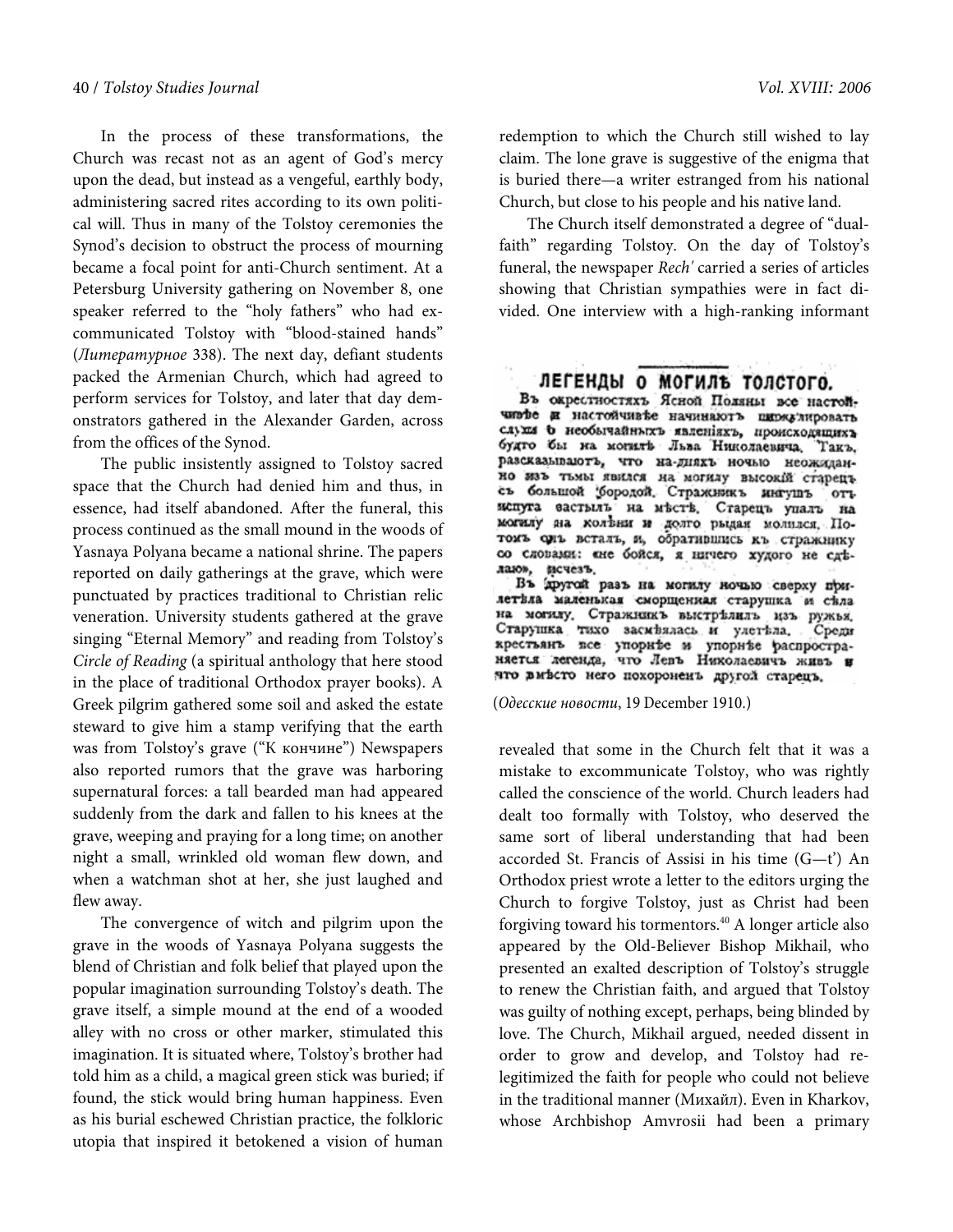In the process of these transformations, the Church was recast not as an agent of God's mercy upon the dead, but instead as a vengeful, earthly body, administering sacred rites according to its own political will. Thus in many of the Tolstoy ceremonies the Synod's decision to obstruct the process of mourning became a focal point for anti-Church sentiment. At a Petersburg University gathering on November 8, one speaker referred to the "holy fathers" who had excommunicated Tolstoy with "blood-stained hands" (*Литературное* 338). The next day, defiant students packed the Armenian Church, which had agreed to perform services for Tolstoy, and later that day demonstrators gathered in the Alexander Garden, across from the offices of the Synod.

The public insistently assigned to Tolstoy sacred space that the Church had denied him and thus, in essence, had itself abandoned. After the funeral, this process continued as the small mound in the woods of Yasnaya Polyana became a national shrine. The papers reported on daily gatherings at the grave, which were punctuated by practices traditional to Christian relic veneration. University students gathered at the grave singing "Eternal Memory" and reading from Tolstoy's *Circle of Reading* (a spiritual anthology that here stood in the place of traditional Orthodox prayer books). A Greek pilgrim gathered some soil and asked the estate steward to give him a stamp verifying that the earth was from Tolstoy's grave ("К кончине") Newspapers also reported rumors that the grave was harboring supernatural forces: a tall bearded man had appeared suddenly from the dark and fallen to his knees at the grave, weeping and praying for a long time; on another night a small, wrinkled old woman flew down, and when a watchman shot at her, she just laughed and flew away.

The convergence of witch and pilgrim upon the grave in the woods of Yasnaya Polyana suggests the blend of Christian and folk belief that played upon the popular imagination surrounding Tolstoy's death. The grave itself, a simple mound at the end of a wooded alley with no cross or other marker, stimulated this imagination. It is situated where, Tolstoy's brother had told him as a child, a magical green stick was buried; if found, the stick would bring human happiness. Even as his burial eschewed Christian practice, the folkloric utopia that inspired it betokened a vision of human redemption to which the Church still wished to lay claim. The lone grave is suggestive of the enigma that is buried there—a writer estranged from his national Church, but close to his people and his native land.

The Church itself demonstrated a degree of "dual-faith" regarding Tolstoy. On the day of Tolstoy's funeral, the newspaper *Rech'* carried a series of articles showing that Christian sympathies were in fact divided. One interview with a high-ranking informant revealed that some in the Church felt that it was a mistake to excommunicate Tolstoy, who was rightly called the conscience of the world. Church leaders had dealt too formally with Tolstoy, who deserved the same sort of liberal understanding that had been accorded St. Francis of Assisi in his time (G—t') An Orthodox priest wrote a letter to the editors urging the Church to forgive Tolstoy, just as Christ had been forgiving toward his tormentors.[40] A longer article also appeared by the Old-Believer Bishop Mikhail, who presented an exalted description of Tolstoy's struggle to renew the Christian faith, and argued that Tolstoy was guilty of nothing except, perhaps, being blinded by love. The Church, Mikhail argued, needed dissent in order to grow and develop, and Tolstoy had re-legitimized the faith for people who could not believe in the traditional manner (Михайл). Even in Kharkov, whose Archbishop Amvrosii had been a primary

**ЛЕГЕНДЫ О МОГИЛѢ ТОЛСТОГО.**

Въ окрестностяхъ Ясной Поляны все настойчивѣе и настойчивѣе начинаютъ циркулировать слухи о необычайныхъ явленіяхъ, происходящихъ будто бы на могилѣ Льва Николаевича. Такъ, разсказываютъ, что на-дняхъ ночью неожиданно изъ тьмы явился на могилу высокій старецъ съ большой бородой. Стражникъ ингушъ отъ испуга застылъ на мѣстѣ. Старецъ упалъ на могилу на колѣни и долго рыдая молился. Потомъ онъ всталъ, и, обратившись къ стражнику со словами: «не бойся, я ничего худого не сдѣлаю», исчезъ.

Въ другой разъ на могилу ночью сверху прилетѣла маленькая сморщенная старушка и сѣла на могилу. Стражникъ выстрѣлилъ изъ ружья. Старушка тихо засмѣялась и улетѣла. Среди крестьянъ все упорнѣе и упорнѣе распространяется легенда, что Левъ Николаевичъ живъ и что вмѣсто него похороненъ другой старецъ.

(*Одесские новости*, 19 December 1910.)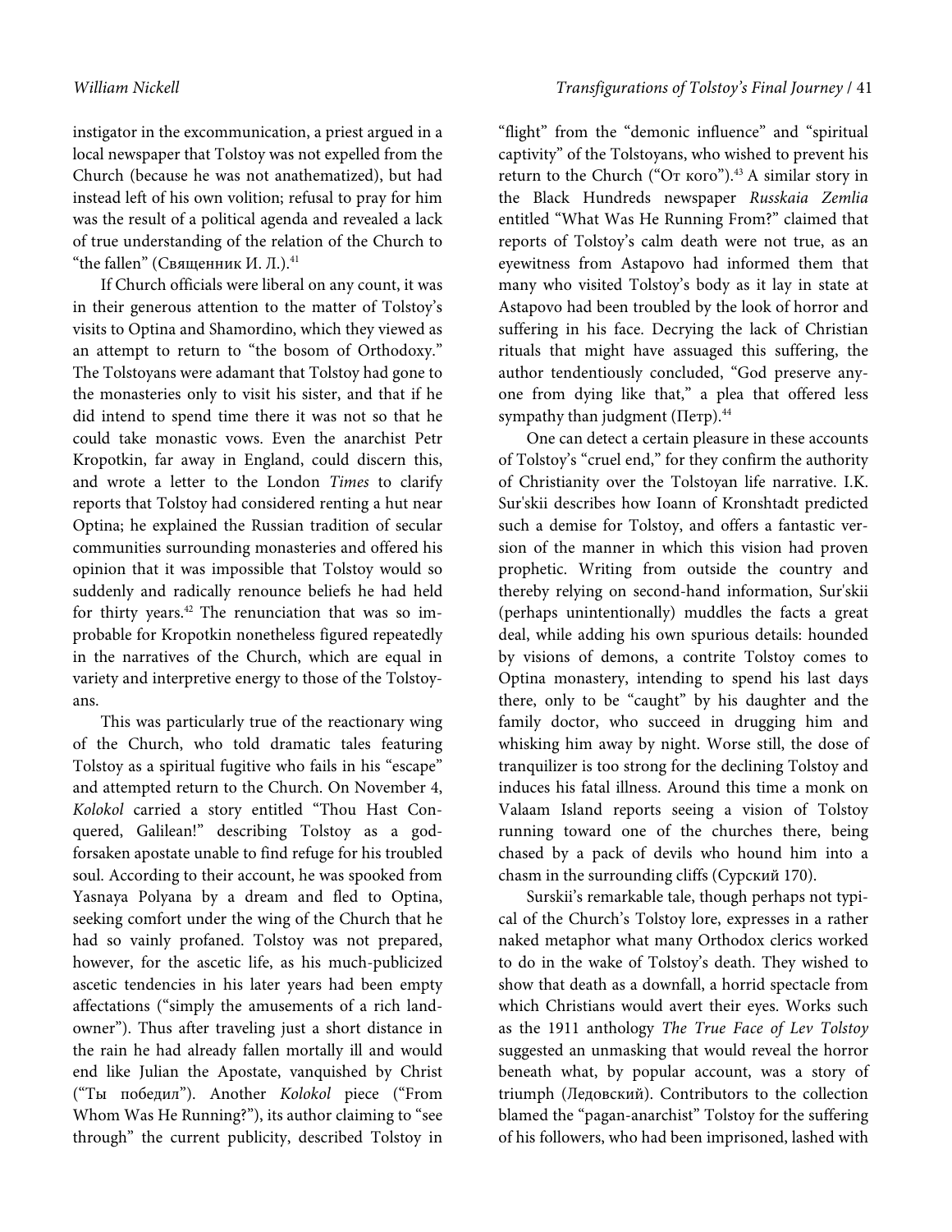instigator in the excommunication, a priest argued in a local newspaper that Tolstoy was not expelled from the Church (because he was not anathematized), but had instead left of his own volition; refusal to pray for him was the result of a political agenda and revealed a lack of true understanding of the relation of the Church to "the fallen" (Священник И. Л.).[41]

If Church officials were liberal on any count, it was in their generous attention to the matter of Tolstoy's visits to Optina and Shamordino, which they viewed as an attempt to return to "the bosom of Orthodoxy." The Tolstoyans were adamant that Tolstoy had gone to the monasteries only to visit his sister, and that if he did intend to spend time there it was not so that he could take monastic vows. Even the anarchist Petr Kropotkin, far away in England, could discern this, and wrote a letter to the London *Times* to clarify reports that Tolstoy had considered renting a hut near Optina; he explained the Russian tradition of secular communities surrounding monasteries and offered his opinion that it was impossible that Tolstoy would so suddenly and radically renounce beliefs he had held for thirty years.[42] The renunciation that was so improbable for Kropotkin nonetheless figured repeatedly in the narratives of the Church, which are equal in variety and interpretive energy to those of the Tolstoyans.

This was particularly true of the reactionary wing of the Church, who told dramatic tales featuring Tolstoy as a spiritual fugitive who fails in his "escape" and attempted return to the Church. On November 4, *Kolokol* carried a story entitled "Thou Hast Conquered, Galilean!" describing Tolstoy as a godforsaken apostate unable to find refuge for his troubled soul. According to their account, he was spooked from Yasnaya Polyana by a dream and fled to Optina, seeking comfort under the wing of the Church that he had so vainly profaned. Tolstoy was not prepared, however, for the ascetic life, as his much-publicized ascetic tendencies in his later years had been empty affectations ("simply the amusements of a rich landowner"). Thus after traveling just a short distance in the rain he had already fallen mortally ill and would end like Julian the Apostate, vanquished by Christ ("Ты победил"). Another *Kolokol* piece ("From Whom Was He Running?"), its author claiming to "see through" the current publicity, described Tolstoy in "flight" from the "demonic influence" and "spiritual captivity" of the Tolstoyans, who wished to prevent his return to the Church ("От кого").[43] A similar story in the Black Hundreds newspaper *Russkaia Zemlia* entitled "What Was He Running From?" claimed that reports of Tolstoy's calm death were not true, as an eyewitness from Astapovo had informed them that many who visited Tolstoy's body as it lay in state at Astapovo had been troubled by the look of horror and suffering in his face. Decrying the lack of Christian rituals that might have assuaged this suffering, the author tendentiously concluded, "God preserve anyone from dying like that," a plea that offered less sympathy than judgment (Петр).[44]

One can detect a certain pleasure in these accounts of Tolstoy's "cruel end," for they confirm the authority of Christianity over the Tolstoyan life narrative. I.K. Sur'skii describes how Ioann of Kronshtadt predicted such a demise for Tolstoy, and offers a fantastic version of the manner in which this vision had proven prophetic. Writing from outside the country and thereby relying on second-hand information, Sur'skii (perhaps unintentionally) muddles the facts a great deal, while adding his own spurious details: hounded by visions of demons, a contrite Tolstoy comes to Optina monastery, intending to spend his last days there, only to be "caught" by his daughter and the family doctor, who succeed in drugging him and whisking him away by night. Worse still, the dose of tranquilizer is too strong for the declining Tolstoy and induces his fatal illness. Around this time a monk on Valaam Island reports seeing a vision of Tolstoy running toward one of the churches there, being chased by a pack of devils who hound him into a chasm in the surrounding cliffs (Сурский 170).

Surskii's remarkable tale, though perhaps not typical of the Church's Tolstoy lore, expresses in a rather naked metaphor what many Orthodox clerics worked to do in the wake of Tolstoy's death. They wished to show that death as a downfall, a horrid spectacle from which Christians would avert their eyes. Works such as the 1911 anthology *The True Face of Lev Tolstoy* suggested an unmasking that would reveal the horror beneath what, by popular account, was a story of triumph (Ледовский). Contributors to the collection blamed the "pagan-anarchist" Tolstoy for the suffering of his followers, who had been imprisoned, lashed with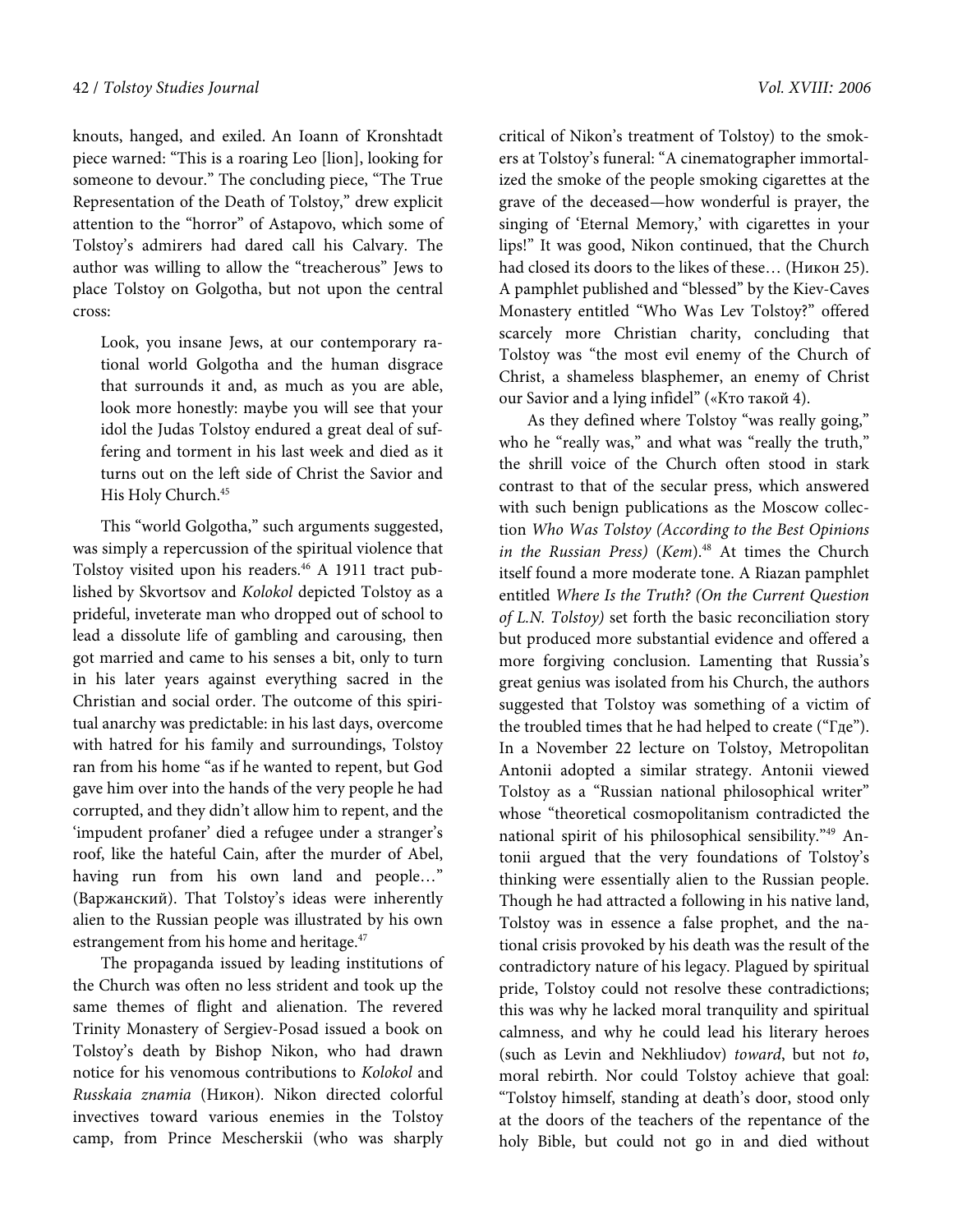knouts, hanged, and exiled. An Ioann of Kronshtadt piece warned: "This is a roaring Leo [lion], looking for someone to devour." The concluding piece, "The True Representation of the Death of Tolstoy," drew explicit attention to the "horror" of Astapovo, which some of Tolstoy's admirers had dared call his Calvary. The author was willing to allow the "treacherous" Jews to place Tolstoy on Golgotha, but not upon the central cross:

> Look, you insane Jews, at our contemporary rational world Golgotha and the human disgrace that surrounds it and, as much as you are able, look more honestly: maybe you will see that your idol the Judas Tolstoy endured a great deal of suffering and torment in his last week and died as it turns out on the left side of Christ the Savior and His Holy Church.[45]

This "world Golgotha," such arguments suggested, was simply a repercussion of the spiritual violence that Tolstoy visited upon his readers.[46] A 1911 tract published by Skvortsov and *Kolokol* depicted Tolstoy as a prideful, inveterate man who dropped out of school to lead a dissolute life of gambling and carousing, then got married and came to his senses a bit, only to turn in his later years against everything sacred in the Christian and social order. The outcome of this spiritual anarchy was predictable: in his last days, overcome with hatred for his family and surroundings, Tolstoy ran from his home "as if he wanted to repent, but God gave him over into the hands of the very people he had corrupted, and they didn't allow him to repent, and the 'impudent profaner' died a refugee under a stranger's roof, like the hateful Cain, after the murder of Abel, having run from his own land and people…" (Варжанский). That Tolstoy's ideas were inherently alien to the Russian people was illustrated by his own estrangement from his home and heritage.[47]

The propaganda issued by leading institutions of the Church was often no less strident and took up the same themes of flight and alienation. The revered Trinity Monastery of Sergiev-Posad issued a book on Tolstoy's death by Bishop Nikon, who had drawn notice for his venomous contributions to *Kolokol* and *Russkaia znamia* (Никон). Nikon directed colorful invectives toward various enemies in the Tolstoy camp, from Prince Mescherskii (who was sharply critical of Nikon's treatment of Tolstoy) to the smokers at Tolstoy's funeral: "A cinematographer immortalized the smoke of the people smoking cigarettes at the grave of the deceased—how wonderful is prayer, the singing of 'Eternal Memory,' with cigarettes in your lips!" It was good, Nikon continued, that the Church had closed its doors to the likes of these… (Никон 25). A pamphlet published and "blessed" by the Kiev-Caves Monastery entitled "Who Was Lev Tolstoy?" offered scarcely more Christian charity, concluding that Tolstoy was "the most evil enemy of the Church of Christ, a shameless blasphemer, an enemy of Christ our Savior and a lying infidel" («Кто такой 4).

As they defined where Tolstoy "was really going," who he "really was," and what was "really the truth," the shrill voice of the Church often stood in stark contrast to that of the secular press, which answered with such benign publications as the Moscow collection *Who Was Tolstoy (According to the Best Opinions in the Russian Press)* (*Kem*).[48] At times the Church itself found a more moderate tone. A Riazan pamphlet entitled *Where Is the Truth? (On the Current Question of L.N. Tolstoy)* set forth the basic reconciliation story but produced more substantial evidence and offered a more forgiving conclusion. Lamenting that Russia's great genius was isolated from his Church, the authors suggested that Tolstoy was something of a victim of the troubled times that he had helped to create ("Где"). In a November 22 lecture on Tolstoy, Metropolitan Antonii adopted a similar strategy. Antonii viewed Tolstoy as a "Russian national philosophical writer" whose "theoretical cosmopolitanism contradicted the national spirit of his philosophical sensibility."[49] Antonii argued that the very foundations of Tolstoy's thinking were essentially alien to the Russian people. Though he had attracted a following in his native land, Tolstoy was in essence a false prophet, and the national crisis provoked by his death was the result of the contradictory nature of his legacy. Plagued by spiritual pride, Tolstoy could not resolve these contradictions; this was why he lacked moral tranquility and spiritual calmness, and why he could lead his literary heroes (such as Levin and Nekhliudov) *toward*, but not *to*, moral rebirth. Nor could Tolstoy achieve that goal: "Tolstoy himself, standing at death's door, stood only at the doors of the teachers of the repentance of the holy Bible, but could not go in and died without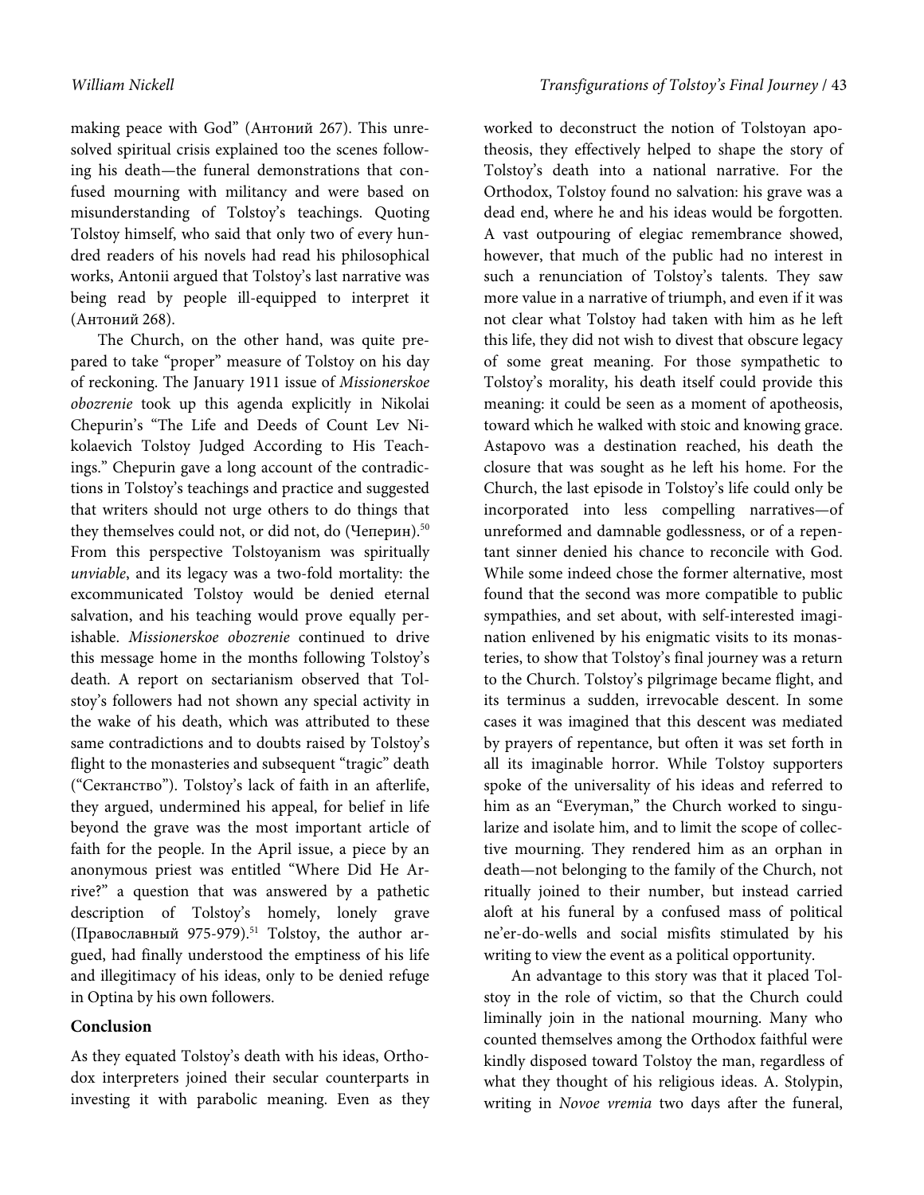making peace with God" (Антоний 267). This unresolved spiritual crisis explained too the scenes following his death—the funeral demonstrations that confused mourning with militancy and were based on misunderstanding of Tolstoy's teachings. Quoting Tolstoy himself, who said that only two of every hundred readers of his novels had read his philosophical works, Antonii argued that Tolstoy's last narrative was being read by people ill-equipped to interpret it (Антоний 268).

The Church, on the other hand, was quite prepared to take "proper" measure of Tolstoy on his day of reckoning. The January 1911 issue of *Missionerskoe obozrenie* took up this agenda explicitly in Nikolai Chepurin's "The Life and Deeds of Count Lev Nikolaevich Tolstoy Judged According to His Teachings." Chepurin gave a long account of the contradictions in Tolstoy's teachings and practice and suggested that writers should not urge others to do things that they themselves could not, or did not, do (Чеперин).[50] From this perspective Tolstoyanism was spiritually *unviable*, and its legacy was a two-fold mortality: the excommunicated Tolstoy would be denied eternal salvation, and his teaching would prove equally perishable. *Missionerskoe obozrenie* continued to drive this message home in the months following Tolstoy's death. A report on sectarianism observed that Tolstoy's followers had not shown any special activity in the wake of his death, which was attributed to these same contradictions and to doubts raised by Tolstoy's flight to the monasteries and subsequent "tragic" death ("Сектанство"). Tolstoy's lack of faith in an afterlife, they argued, undermined his appeal, for belief in life beyond the grave was the most important article of faith for the people. In the April issue, a piece by an anonymous priest was entitled "Where Did He Arrive?" a question that was answered by a pathetic description of Tolstoy's homely, lonely grave (Православный 975-979).[51] Tolstoy, the author argued, had finally understood the emptiness of his life and illegitimacy of his ideas, only to be denied refuge in Optina by his own followers.

## Conclusion

As they equated Tolstoy's death with his ideas, Orthodox interpreters joined their secular counterparts in investing it with parabolic meaning. Even as they worked to deconstruct the notion of Tolstoyan apotheosis, they effectively helped to shape the story of Tolstoy's death into a national narrative. For the Orthodox, Tolstoy found no salvation: his grave was a dead end, where he and his ideas would be forgotten. A vast outpouring of elegiac remembrance showed, however, that much of the public had no interest in such a renunciation of Tolstoy's talents. They saw more value in a narrative of triumph, and even if it was not clear what Tolstoy had taken with him as he left this life, they did not wish to divest that obscure legacy of some great meaning. For those sympathetic to Tolstoy's morality, his death itself could provide this meaning: it could be seen as a moment of apotheosis, toward which he walked with stoic and knowing grace. Astapovo was a destination reached, his death the closure that was sought as he left his home. For the Church, the last episode in Tolstoy's life could only be incorporated into less compelling narratives—of unreformed and damnable godlessness, or of a repentant sinner denied his chance to reconcile with God. While some indeed chose the former alternative, most found that the second was more compatible to public sympathies, and set about, with self-interested imagination enlivened by his enigmatic visits to its monasteries, to show that Tolstoy's final journey was a return to the Church. Tolstoy's pilgrimage became flight, and its terminus a sudden, irrevocable descent. In some cases it was imagined that this descent was mediated by prayers of repentance, but often it was set forth in all its imaginable horror. While Tolstoy supporters spoke of the universality of his ideas and referred to him as an "Everyman," the Church worked to singularize and isolate him, and to limit the scope of collective mourning. They rendered him as an orphan in death—not belonging to the family of the Church, not ritually joined to their number, but instead carried aloft at his funeral by a confused mass of political ne'er-do-wells and social misfits stimulated by his writing to view the event as a political opportunity.

An advantage to this story was that it placed Tolstoy in the role of victim, so that the Church could liminally join in the national mourning. Many who counted themselves among the Orthodox faithful were kindly disposed toward Tolstoy the man, regardless of what they thought of his religious ideas. A. Stolypin, writing in *Novoe vremia* two days after the funeral,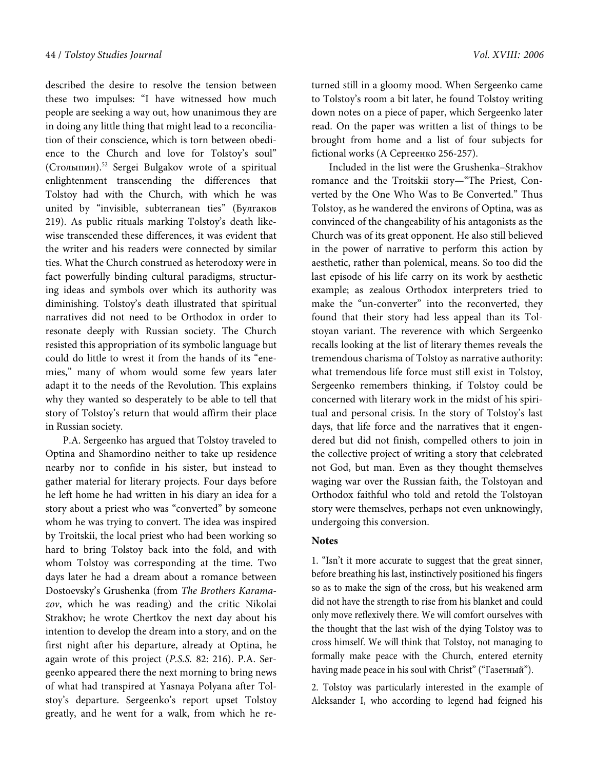described the desire to resolve the tension between these two impulses: "I have witnessed how much people are seeking a way out, how unanimous they are in doing any little thing that might lead to a reconciliation of their conscience, which is torn between obedience to the Church and love for Tolstoy's soul" (Столыпин).[52] Sergei Bulgakov wrote of a spiritual enlightenment transcending the differences that Tolstoy had with the Church, with which he was united by "invisible, subterranean ties" (Булгаков 219). As public rituals marking Tolstoy's death likewise transcended these differences, it was evident that the writer and his readers were connected by similar ties. What the Church construed as heterodoxy were in fact powerfully binding cultural paradigms, structuring ideas and symbols over which its authority was diminishing. Tolstoy's death illustrated that spiritual narratives did not need to be Orthodox in order to resonate deeply with Russian society. The Church resisted this appropriation of its symbolic language but could do little to wrest it from the hands of its "enemies," many of whom would some few years later adapt it to the needs of the Revolution. This explains why they wanted so desperately to be able to tell that story of Tolstoy's return that would affirm their place in Russian society.

P.A. Sergeenko has argued that Tolstoy traveled to Optina and Shamordino neither to take up residence nearby nor to confide in his sister, but instead to gather material for literary projects. Four days before he left home he had written in his diary an idea for a story about a priest who was "converted" by someone whom he was trying to convert. The idea was inspired by Troitskii, the local priest who had been working so hard to bring Tolstoy back into the fold, and with whom Tolstoy was corresponding at the time. Two days later he had a dream about a romance between Dostoevsky's Grushenka (from *The Brothers Karamazov*, which he was reading) and the critic Nikolai Strakhov; he wrote Chertkov the next day about his intention to develop the dream into a story, and on the first night after his departure, already at Optina, he again wrote of this project (*P.S.S.* 82: 216). P.A. Sergeenko appeared there the next morning to bring news of what had transpired at Yasnaya Polyana after Tolstoy's departure. Sergeenko's report upset Tolstoy greatly, and he went for a walk, from which he returned still in a gloomy mood. When Sergeenko came to Tolstoy's room a bit later, he found Tolstoy writing down notes on a piece of paper, which Sergeenko later read. On the paper was written a list of things to be brought from home and a list of four subjects for fictional works (А Сергеенко 256-257).

Included in the list were the Grushenka–Strakhov romance and the Troitskii story—"The Priest, Converted by the One Who Was to Be Converted." Thus Tolstoy, as he wandered the environs of Optina, was as convinced of the changeability of his antagonists as the Church was of its great opponent. He also still believed in the power of narrative to perform this action by aesthetic, rather than polemical, means. So too did the last episode of his life carry on its work by aesthetic example; as zealous Orthodox interpreters tried to make the "un-converter" into the reconverted, they found that their story had less appeal than its Tolstoyan variant. The reverence with which Sergeenko recalls looking at the list of literary themes reveals the tremendous charisma of Tolstoy as narrative authority: what tremendous life force must still exist in Tolstoy, Sergeenko remembers thinking, if Tolstoy could be concerned with literary work in the midst of his spiritual and personal crisis. In the story of Tolstoy's last days, that life force and the narratives that it engendered but did not finish, compelled others to join in the collective project of writing a story that celebrated not God, but man. Even as they thought themselves waging war over the Russian faith, the Tolstoyan and Orthodox faithful who told and retold the Tolstoyan story were themselves, perhaps not even unknowingly, undergoing this conversion.

### Notes

1. "Isn't it more accurate to suggest that the great sinner, before breathing his last, instinctively positioned his fingers so as to make the sign of the cross, but his weakened arm did not have the strength to rise from his blanket and could only move reflexively there. We will comfort ourselves with the thought that the last wish of the dying Tolstoy was to cross himself. We will think that Tolstoy, not managing to formally make peace with the Church, entered eternity having made peace in his soul with Christ" ("Газетный").

2. Tolstoy was particularly interested in the example of Aleksander I, who according to legend had feigned his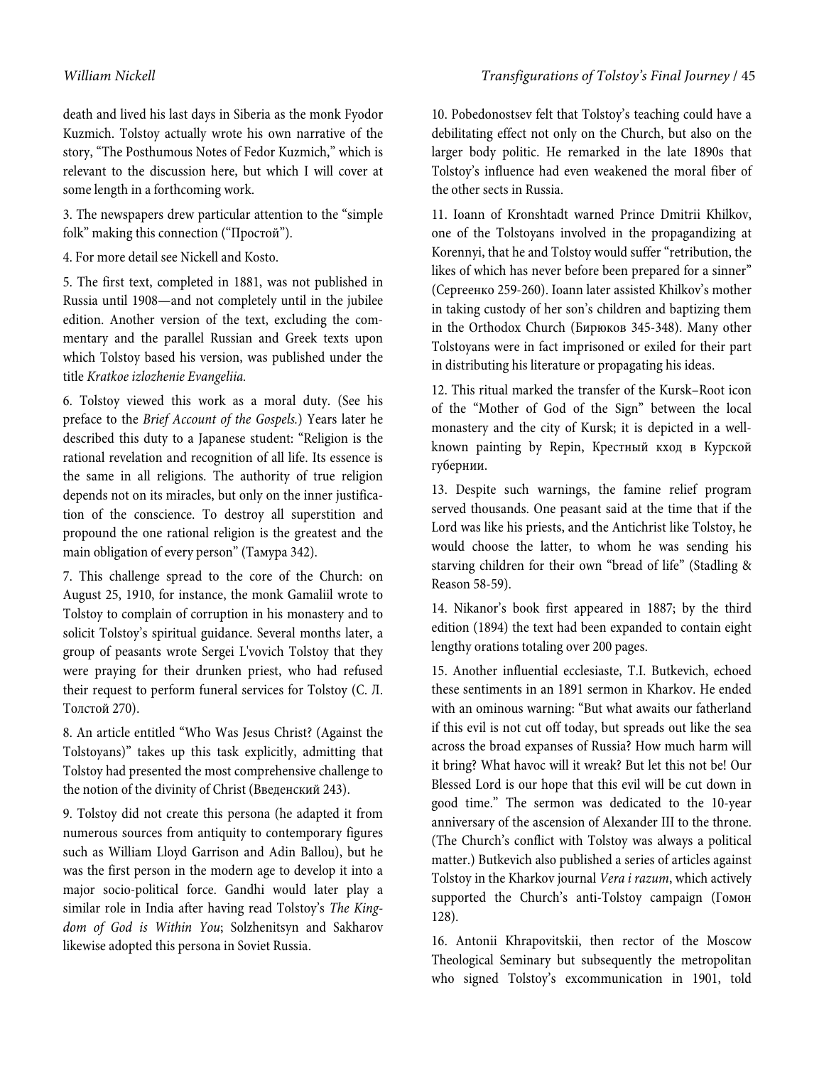death and lived his last days in Siberia as the monk Fyodor Kuzmich. Tolstoy actually wrote his own narrative of the story, "The Posthumous Notes of Fedor Kuzmich," which is relevant to the discussion here, but which I will cover at some length in a forthcoming work.

3. The newspapers drew particular attention to the "simple folk" making this connection ("Простой").

4. For more detail see Nickell and Kosto.

5. The first text, completed in 1881, was not published in Russia until 1908—and not completely until in the jubilee edition. Another version of the text, excluding the commentary and the parallel Russian and Greek texts upon which Tolstoy based his version, was published under the title *Kratkoe izlozhenie Evangeliia.*

6. Tolstoy viewed this work as a moral duty. (See his preface to the *Brief Account of the Gospels.*) Years later he described this duty to a Japanese student: "Religion is the rational revelation and recognition of all life. Its essence is the same in all religions. The authority of true religion depends not on its miracles, but only on the inner justification of the conscience. To destroy all superstition and propound the one rational religion is the greatest and the main obligation of every person" (Тамура 342).

7. This challenge spread to the core of the Church: on August 25, 1910, for instance, the monk Gamaliil wrote to Tolstoy to complain of corruption in his monastery and to solicit Tolstoy's spiritual guidance. Several months later, a group of peasants wrote Sergei L'vovich Tolstoy that they were praying for their drunken priest, who had refused their request to perform funeral services for Tolstoy (С. Л. Толстой 270).

8. An article entitled "Who Was Jesus Christ? (Against the Tolstoyans)" takes up this task explicitly, admitting that Tolstoy had presented the most comprehensive challenge to the notion of the divinity of Christ (Введенский 243).

9. Tolstoy did not create this persona (he adapted it from numerous sources from antiquity to contemporary figures such as William Lloyd Garrison and Adin Ballou), but he was the first person in the modern age to develop it into a major socio-political force. Gandhi would later play a similar role in India after having read Tolstoy's *The Kingdom of God is Within You*; Solzhenitsyn and Sakharov likewise adopted this persona in Soviet Russia.

10. Pobedonostsev felt that Tolstoy's teaching could have a debilitating effect not only on the Church, but also on the larger body politic. He remarked in the late 1890s that Tolstoy's influence had even weakened the moral fiber of the other sects in Russia.

11. Ioann of Kronshtadt warned Prince Dmitrii Khilkov, one of the Tolstoyans involved in the propagandizing at Korennyi, that he and Tolstoy would suffer "retribution, the likes of which has never before been prepared for a sinner" (Сергеенко 259-260). Ioann later assisted Khilkov's mother in taking custody of her son's children and baptizing them in the Orthodox Church (Бирюков 345-348). Many other Tolstoyans were in fact imprisoned or exiled for their part in distributing his literature or propagating his ideas.

12. This ritual marked the transfer of the Kursk–Root icon of the "Mother of God of the Sign" between the local monastery and the city of Kursk; it is depicted in a well-known painting by Repin, Крестный ход в Курской губернии.

13. Despite such warnings, the famine relief program served thousands. One peasant said at the time that if the Lord was like his priests, and the Antichrist like Tolstoy, he would choose the latter, to whom he was sending his starving children for their own "bread of life" (Stadling & Reason 58-59).

14. Nikanor's book first appeared in 1887; by the third edition (1894) the text had been expanded to contain eight lengthy orations totaling over 200 pages.

15. Another influential ecclesiaste, T.I. Butkevich, echoed these sentiments in an 1891 sermon in Kharkov. He ended with an ominous warning: "But what awaits our fatherland if this evil is not cut off today, but spreads out like the sea across the broad expanses of Russia? How much harm will it bring? What havoc will it wreak? But let this not be! Our Blessed Lord is our hope that this evil will be cut down in good time." The sermon was dedicated to the 10-year anniversary of the ascension of Alexander III to the throne. (The Church's conflict with Tolstoy was always a political matter.) Butkevich also published a series of articles against Tolstoy in the Kharkov journal *Vera i razum*, which actively supported the Church's anti-Tolstoy campaign (Гомон 128).

16. Antonii Khrapovitskii, then rector of the Moscow Theological Seminary but subsequently the metropolitan who signed Tolstoy's excommunication in 1901, told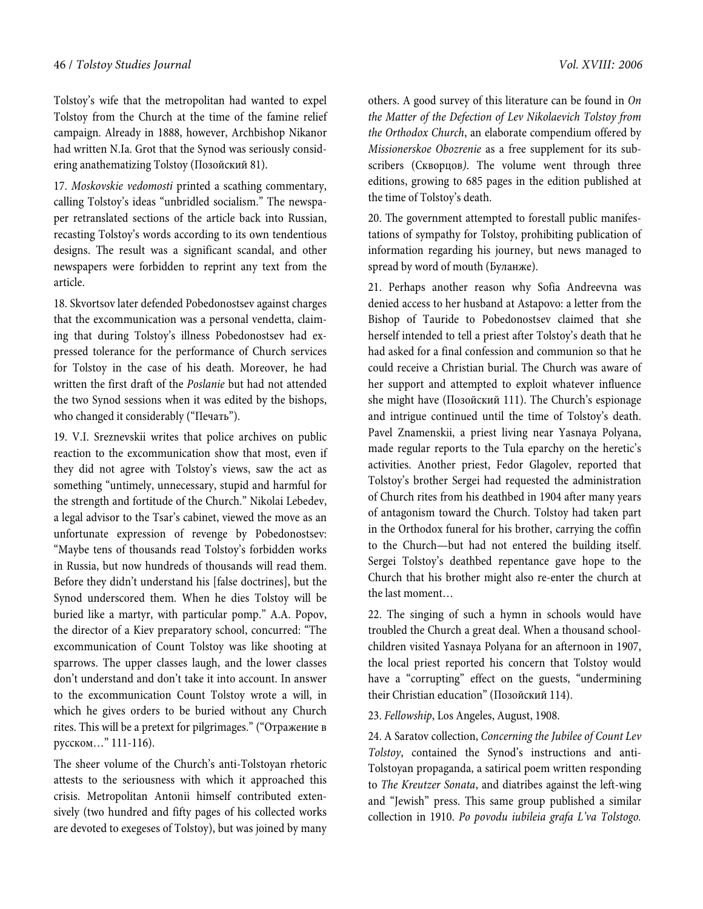Tolstoy's wife that the metropolitan had wanted to expel Tolstoy from the Church at the time of the famine relief campaign. Already in 1888, however, Archbishop Nikanor had written N.Ia. Grot that the Synod was seriously considering anathematizing Tolstoy (Позойский 81).

17. *Moskovskie vedomosti* printed a scathing commentary, calling Tolstoy's ideas "unbridled socialism." The newspaper retranslated sections of the article back into Russian, recasting Tolstoy's words according to its own tendentious designs. The result was a significant scandal, and other newspapers were forbidden to reprint any text from the article.

18. Skvortsov later defended Pobedonostsev against charges that the excommunication was a personal vendetta, claiming that during Tolstoy's illness Pobedonostsev had expressed tolerance for the performance of Church services for Tolstoy in the case of his death. Moreover, he had written the first draft of the *Poslanie* but had not attended the two Synod sessions when it was edited by the bishops, who changed it considerably ("Печать").

19. V.I. Sreznevskii writes that police archives on public reaction to the excommunication show that most, even if they did not agree with Tolstoy's views, saw the act as something "untimely, unnecessary, stupid and harmful for the strength and fortitude of the Church." Nikolai Lebedev, a legal advisor to the Tsar's cabinet, viewed the move as an unfortunate expression of revenge by Pobedonostsev: "Maybe tens of thousands read Tolstoy's forbidden works in Russia, but now hundreds of thousands will read them. Before they didn't understand his [false doctrines], but the Synod underscored them. When he dies Tolstoy will be buried like a martyr, with particular pomp." A.A. Popov, the director of a Kiev preparatory school, concurred: "The excommunication of Count Tolstoy was like shooting at sparrows. The upper classes laugh, and the lower classes don't understand and don't take it into account. In answer to the excommunication Count Tolstoy wrote a will, in which he gives orders to be buried without any Church rites. This will be a pretext for pilgrimages." ("Отражение в русском…" 111-116).

The sheer volume of the Church's anti-Tolstoyan rhetoric attests to the seriousness with which it approached this crisis. Metropolitan Antonii himself contributed extensively (two hundred and fifty pages of his collected works are devoted to exegeses of Tolstoy), but was joined by many others. A good survey of this literature can be found in *On the Matter of the Defection of Lev Nikolaevich Tolstoy from the Orthodox Church*, an elaborate compendium offered by *Missionerskoe Obozrenie* as a free supplement for its subscribers (Скворцов). The volume went through three editions, growing to 685 pages in the edition published at the time of Tolstoy's death.

20. The government attempted to forestall public manifestations of sympathy for Tolstoy, prohibiting publication of information regarding his journey, but news managed to spread by word of mouth (Буланже).

21. Perhaps another reason why Sofia Andreevna was denied access to her husband at Astapovo: a letter from the Bishop of Tauride to Pobedonostsev claimed that she herself intended to tell a priest after Tolstoy's death that he had asked for a final confession and communion so that he could receive a Christian burial. The Church was aware of her support and attempted to exploit whatever influence she might have (Позойский 111). The Church's espionage and intrigue continued until the time of Tolstoy's death. Pavel Znamenskii, a priest living near Yasnaya Polyana, made regular reports to the Tula eparchy on the heretic's activities. Another priest, Fedor Glagolev, reported that Tolstoy's brother Sergei had requested the administration of Church rites from his deathbed in 1904 after many years of antagonism toward the Church. Tolstoy had taken part in the Orthodox funeral for his brother, carrying the coffin to the Church—but had not entered the building itself. Sergei Tolstoy's deathbed repentance gave hope to the Church that his brother might also re-enter the church at the last moment…

22. The singing of such a hymn in schools would have troubled the Church a great deal. When a thousand schoolchildren visited Yasnaya Polyana for an afternoon in 1907, the local priest reported his concern that Tolstoy would have a "corrupting" effect on the guests, "undermining their Christian education" (Позойский 114).

23. *Fellowship*, Los Angeles, August, 1908.

24. A Saratov collection, *Concerning the Jubilee of Count Lev Tolstoy*, contained the Synod's instructions and anti-Tolstoyan propaganda, a satirical poem written responding to *The Kreutzer Sonata*, and diatribes against the left-wing and "Jewish" press. This same group published a similar collection in 1910. *Po povodu iubileia grafa L'va Tolstogo.*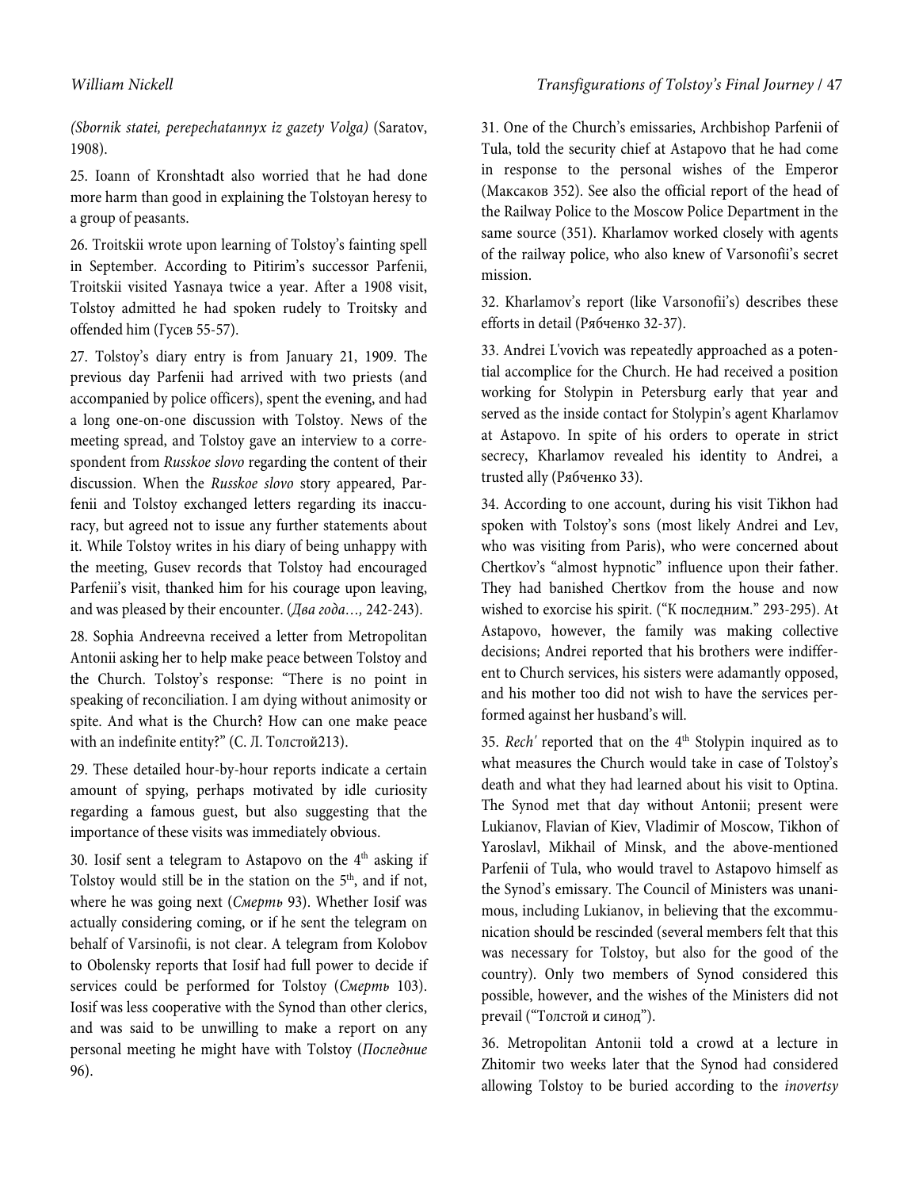*(Sbornik statei, perepechatannyx iz gazety Volga)* (Saratov, 1908).

25. Ioann of Kronshtadt also worried that he had done more harm than good in explaining the Tolstoyan heresy to a group of peasants.

26. Troitskii wrote upon learning of Tolstoy's fainting spell in September. According to Pitirim's successor Parfenii, Troitskii visited Yasnaya twice a year. After a 1908 visit, Tolstoy admitted he had spoken rudely to Troitsky and offended him (Гусев 55-57).

27. Tolstoy's diary entry is from January 21, 1909. The previous day Parfenii had arrived with two priests (and accompanied by police officers), spent the evening, and had a long one-on-one discussion with Tolstoy. News of the meeting spread, and Tolstoy gave an interview to a correspondent from *Russkoe slovo* regarding the content of their discussion. When the *Russkoe slovo* story appeared, Parfenii and Tolstoy exchanged letters regarding its inaccuracy, but agreed not to issue any further statements about it. While Tolstoy writes in his diary of being unhappy with the meeting, Gusev records that Tolstoy had encouraged Parfenii's visit, thanked him for his courage upon leaving, and was pleased by their encounter. (*Два года…*, 242-243).

28. Sophia Andreevna received a letter from Metropolitan Antonii asking her to help make peace between Tolstoy and the Church. Tolstoy's response: "There is no point in speaking of reconciliation. I am dying without animosity or spite. And what is the Church? How can one make peace with an indefinite entity?" (С. Л. Толстой213).

29. These detailed hour-by-hour reports indicate a certain amount of spying, perhaps motivated by idle curiosity regarding a famous guest, but also suggesting that the importance of these visits was immediately obvious.

30. Iosif sent a telegram to Astapovo on the 4th asking if Tolstoy would still be in the station on the 5th, and if not, where he was going next (*Смерть* 93). Whether Iosif was actually considering coming, or if he sent the telegram on behalf of Varsinofii, is not clear. A telegram from Kolobov to Obolensky reports that Iosif had full power to decide if services could be performed for Tolstoy (*Смерть* 103). Iosif was less cooperative with the Synod than other clerics, and was said to be unwilling to make a report on any personal meeting he might have with Tolstoy (*Последние* 96).

31. One of the Church's emissaries, Archbishop Parfenii of Tula, told the security chief at Astapovo that he had come in response to the personal wishes of the Emperor (Максаков 352). See also the official report of the head of the Railway Police to the Moscow Police Department in the same source (351). Kharlamov worked closely with agents of the railway police, who also knew of Varsonofii's secret mission.

32. Kharlamov's report (like Varsonofii's) describes these efforts in detail (Рябченко 32-37).

33. Andrei L'vovich was repeatedly approached as a potential accomplice for the Church. He had received a position working for Stolypin in Petersburg early that year and served as the inside contact for Stolypin's agent Kharlamov at Astapovo. In spite of his orders to operate in strict secrecy, Kharlamov revealed his identity to Andrei, a trusted ally (Рябченко 33).

34. According to one account, during his visit Tikhon had spoken with Tolstoy's sons (most likely Andrei and Lev, who was visiting from Paris), who were concerned about Chertkov's "almost hypnotic" influence upon their father. They had banished Chertkov from the house and now wished to exorcise his spirit. ("К последним." 293-295). At Astapovo, however, the family was making collective decisions; Andrei reported that his brothers were indifferent to Church services, his sisters were adamantly opposed, and his mother too did not wish to have the services performed against her husband's will.

35. *Rech'* reported that on the 4th Stolypin inquired as to what measures the Church would take in case of Tolstoy's death and what they had learned about his visit to Optina. The Synod met that day without Antonii; present were Lukianov, Flavian of Kiev, Vladimir of Moscow, Tikhon of Yaroslavl, Mikhail of Minsk, and the above-mentioned Parfenii of Tula, who would travel to Astapovo himself as the Synod's emissary. The Council of Ministers was unanimous, including Lukianov, in believing that the excommunication should be rescinded (several members felt that this was necessary for Tolstoy, but also for the good of the country). Only two members of Synod considered this possible, however, and the wishes of the Ministers did not prevail ("Толстой и синод").

36. Metropolitan Antonii told a crowd at a lecture in Zhitomir two weeks later that the Synod had considered allowing Tolstoy to be buried according to the *inovertsy*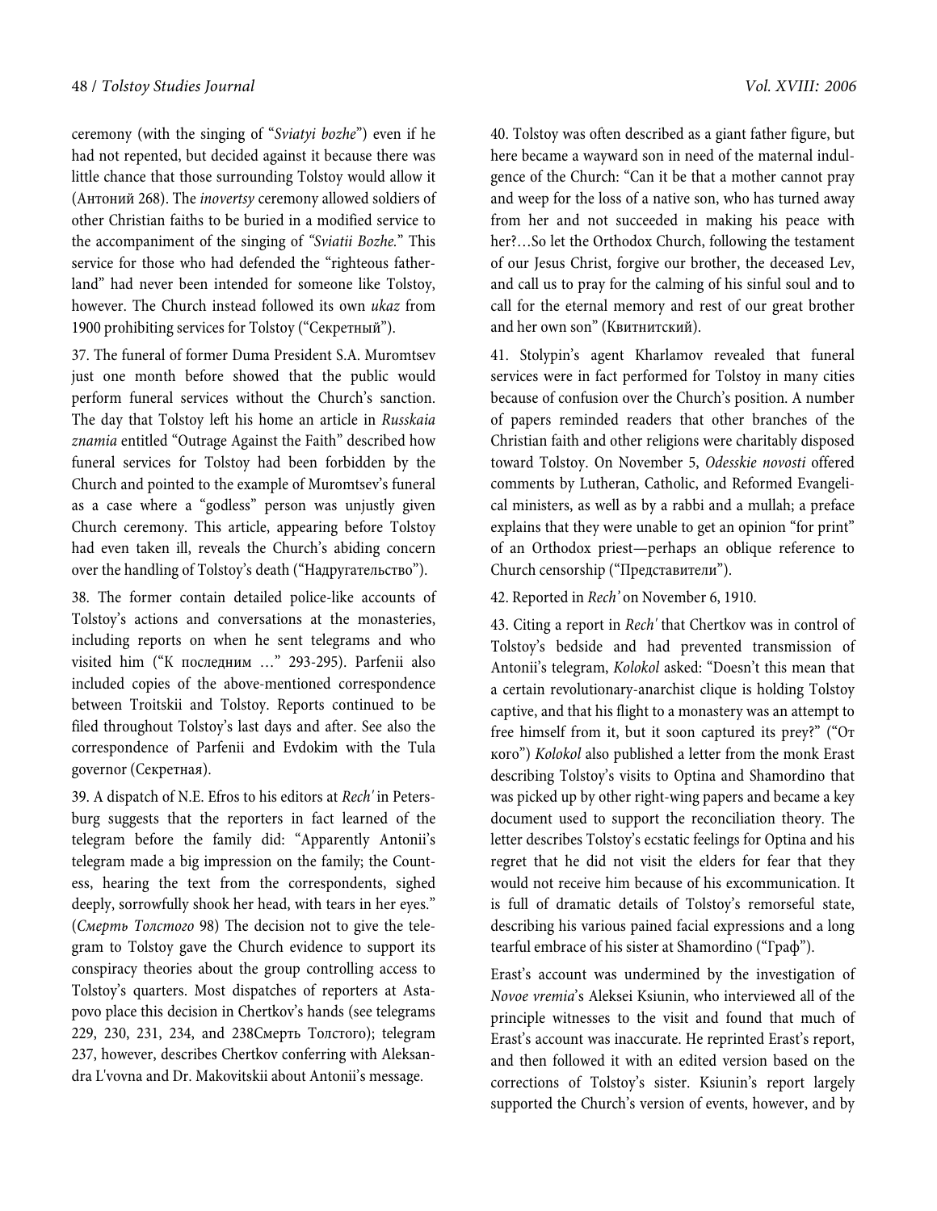ceremony (with the singing of "*Sviatyi bozhe*") even if he had not repented, but decided against it because there was little chance that those surrounding Tolstoy would allow it (Антоний 268). The *inovertsy* ceremony allowed soldiers of other Christian faiths to be buried in a modified service to the accompaniment of the singing of *"Sviatii Bozhe."* This service for those who had defended the "righteous fatherland" had never been intended for someone like Tolstoy, however. The Church instead followed its own *ukaz* from 1900 prohibiting services for Tolstoy ("Секретный").

37. The funeral of former Duma President S.A. Muromtsev just one month before showed that the public would perform funeral services without the Church's sanction. The day that Tolstoy left his home an article in *Russkaia znamia* entitled "Outrage Against the Faith" described how funeral services for Tolstoy had been forbidden by the Church and pointed to the example of Muromtsev's funeral as a case where a "godless" person was unjustly given Church ceremony. This article, appearing before Tolstoy had even taken ill, reveals the Church's abiding concern over the handling of Tolstoy's death ("Надругательство").

38. The former contain detailed police-like accounts of Tolstoy's actions and conversations at the monasteries, including reports on when he sent telegrams and who visited him ("К последним …" 293-295). Parfenii also included copies of the above-mentioned correspondence between Troitskii and Tolstoy. Reports continued to be filed throughout Tolstoy's last days and after. See also the correspondence of Parfenii and Evdokim with the Tula governor (Секретная).

39. A dispatch of N.E. Efros to his editors at *Rech'* in Petersburg suggests that the reporters in fact learned of the telegram before the family did: "Apparently Antonii's telegram made a big impression on the family; the Countess, hearing the text from the correspondents, sighed deeply, sorrowfully shook her head, with tears in her eyes." (*Смерть Толстого* 98) The decision not to give the telegram to Tolstoy gave the Church evidence to support its conspiracy theories about the group controlling access to Tolstoy's quarters. Most dispatches of reporters at Astapovo place this decision in Chertkov's hands (see telegrams 229, 230, 231, 234, and 238Смерть Толстого); telegram 237, however, describes Chertkov conferring with Aleksandra L'vovna and Dr. Makovitskii about Antonii's message.

40. Tolstoy was often described as a giant father figure, but here became a wayward son in need of the maternal indulgence of the Church: "Can it be that a mother cannot pray and weep for the loss of a native son, who has turned away from her and not succeeded in making his peace with her?…So let the Orthodox Church, following the testament of our Jesus Christ, forgive our brother, the deceased Lev, and call us to pray for the calming of his sinful soul and to call for the eternal memory and rest of our great brother and her own son" (Квитнитский).

41. Stolypin's agent Kharlamov revealed that funeral services were in fact performed for Tolstoy in many cities because of confusion over the Church's position. A number of papers reminded readers that other branches of the Christian faith and other religions were charitably disposed toward Tolstoy. On November 5, *Odesskie novosti* offered comments by Lutheran, Catholic, and Reformed Evangelical ministers, as well as by a rabbi and a mullah; a preface explains that they were unable to get an opinion "for print" of an Orthodox priest—perhaps an oblique reference to Church censorship ("Представители").

42. Reported in *Rech'* on November 6, 1910.

43. Citing a report in *Rech'* that Chertkov was in control of Tolstoy's bedside and had prevented transmission of Antonii's telegram, *Kolokol* asked: "Doesn't this mean that a certain revolutionary-anarchist clique is holding Tolstoy captive, and that his flight to a monastery was an attempt to free himself from it, but it soon captured its prey?" ("От кого") *Kolokol* also published a letter from the monk Erast describing Tolstoy's visits to Optina and Shamordino that was picked up by other right-wing papers and became a key document used to support the reconciliation theory. The letter describes Tolstoy's ecstatic feelings for Optina and his regret that he did not visit the elders for fear that they would not receive him because of his excommunication. It is full of dramatic details of Tolstoy's remorseful state, describing his various pained facial expressions and a long tearful embrace of his sister at Shamordino ("Граф").

Erast's account was undermined by the investigation of *Novoe vremia*'s Aleksei Ksiunin, who interviewed all of the principle witnesses to the visit and found that much of Erast's account was inaccurate. He reprinted Erast's report, and then followed it with an edited version based on the corrections of Tolstoy's sister. Ksiunin's report largely supported the Church's version of events, however, and by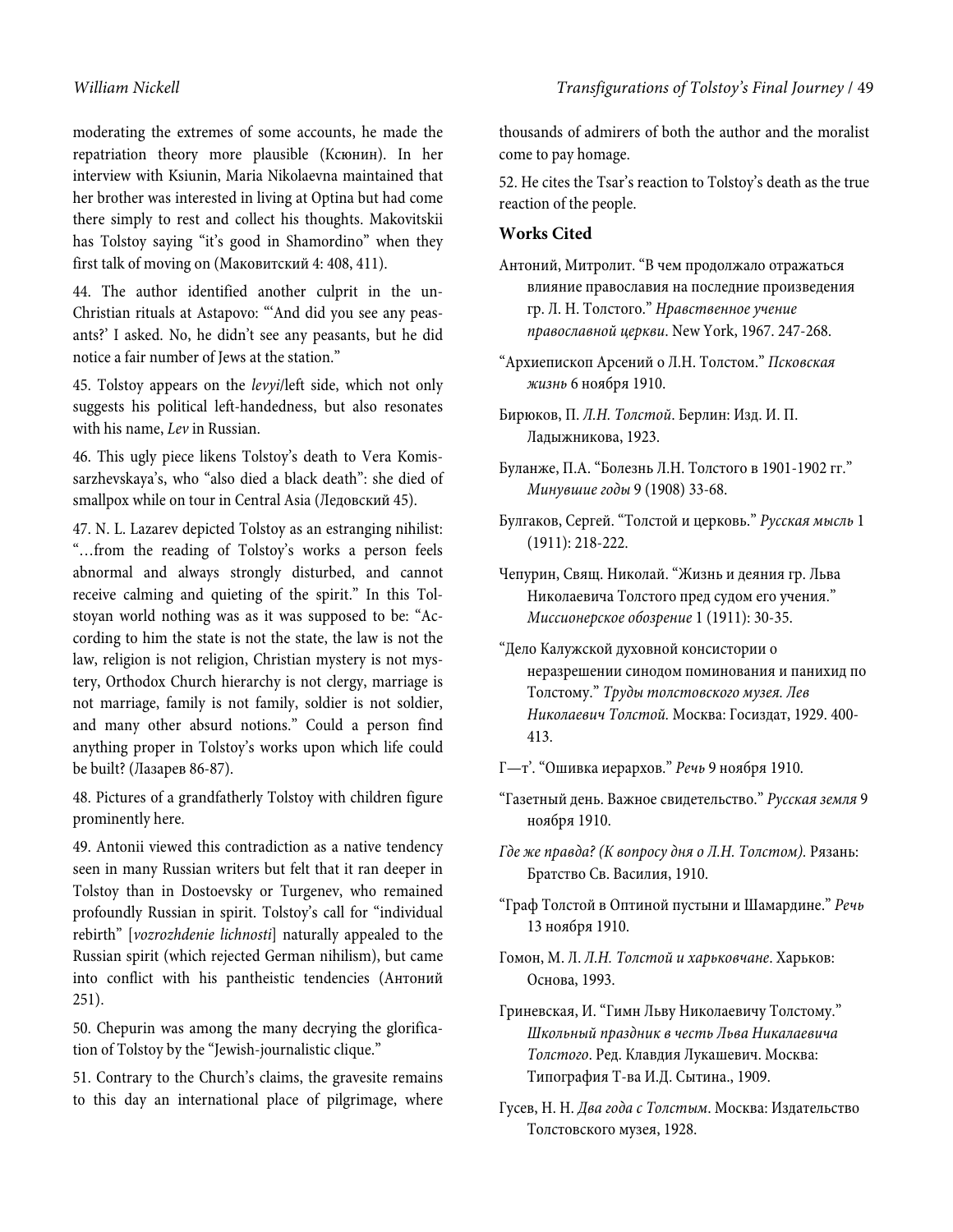moderating the extremes of some accounts, he made the repatriation theory more plausible (Ксюнин). In her interview with Ksiunin, Maria Nikolaevna maintained that her brother was interested in living at Optina but had come there simply to rest and collect his thoughts. Makovitskii has Tolstoy saying "it's good in Shamordino" when they first talk of moving on (Маковитский 4: 408, 411).

44. The author identified another culprit in the un-Christian rituals at Astapovo: "'And did you see any peasants?' I asked. No, he didn't see any peasants, but he did notice a fair number of Jews at the station."

45. Tolstoy appears on the *levyi*/left side, which not only suggests his political left-handedness, but also resonates with his name, *Lev* in Russian.

46. This ugly piece likens Tolstoy's death to Vera Komissarzhevskaya's, who "also died a black death": she died of smallpox while on tour in Central Asia (Ледовский 45).

47. N. L. Lazarev depicted Tolstoy as an estranging nihilist: "…from the reading of Tolstoy's works a person feels abnormal and always strongly disturbed, and cannot receive calming and quieting of the spirit." In this Tolstoyan world nothing was as it was supposed to be: "According to him the state is not the state, the law is not the law, religion is not religion, Christian mystery is not mystery, Orthodox Church hierarchy is not clergy, marriage is not marriage, family is not family, soldier is not soldier, and many other absurd notions." Could a person find anything proper in Tolstoy's works upon which life could be built? (Лазарев 86-87).

48. Pictures of a grandfatherly Tolstoy with children figure prominently here.

49. Antonii viewed this contradiction as a native tendency seen in many Russian writers but felt that it ran deeper in Tolstoy than in Dostoevsky or Turgenev, who remained profoundly Russian in spirit. Tolstoy's call for "individual rebirth" [*vozrozhdenie lichnosti*] naturally appealed to the Russian spirit (which rejected German nihilism), but came into conflict with his pantheistic tendencies (Антоний 251).

50. Chepurin was among the many decrying the glorification of Tolstoy by the "Jewish-journalistic clique."

51. Contrary to the Church's claims, the gravesite remains to this day an international place of pilgrimage, where thousands of admirers of both the author and the moralist come to pay homage.

52. He cites the Tsar's reaction to Tolstoy's death as the true reaction of the people.

### Works Cited

Антоний, Митролит. "В чем продолжало отражаться влияние православия на последние произведения гр. Л. Н. Толстого." *Нравственное учение православной церкви*. New York, 1967. 247-268.

"Архиепископ Арсений о Л.Н. Толстом." *Псковская жизнь* 6 ноября 1910.

Бирюков, П. *Л.Н. Толстой*. Берлин: Изд. И. П. Ладыжникова, 1923.

Буланже, П.А. "Болезнь Л.Н. Толстого в 1901-1902 гг." *Минувшие годы* 9 (1908) 33-68.

Булгаков, Сергей. "Толстой и церковь." *Русская мысль* 1 (1911): 218-222.

Чепурин, Свящ. Николай. "Жизнь и деяния гр. Льва Николаевича Толстого пред судом его учения." *Миссионерское обозрение* 1 (1911): 30-35.

"Дело Калужской духовной консистории о неразрешении синодом поминования и панихид по Толстому." *Труды толстовского музея. Лев Николаевич Толстой.* Москва: Госиздат, 1929. 400-413.

Г—т'. "Ошивка иерархов." *Речь* 9 ноября 1910.

"Газетный день. Важное свидетельство." *Русская земля* 9 ноября 1910.

*Где же правда? (К вопросу дня о Л.Н. Толстом).* Рязань: Братство Св. Василия, 1910.

"Граф Толстой в Оптиной пустыни и Шамардине." *Речь* 13 ноября 1910.

Гомон, М. Л. *Л.Н. Толстой и харьковчане*. Харьков: Основа, 1993.

Гриневская, И. "Гимн Льву Николаевичу Толстому." *Школьный праздник в честь Льва Никалаевича Толстого*. Ред. Клавдия Лукашевич. Москва: Типография Т-ва И.Д. Сытина., 1909.

Гусев, Н. Н. *Два года с Толстым*. Москва: Издательство Толстовского музея, 1928.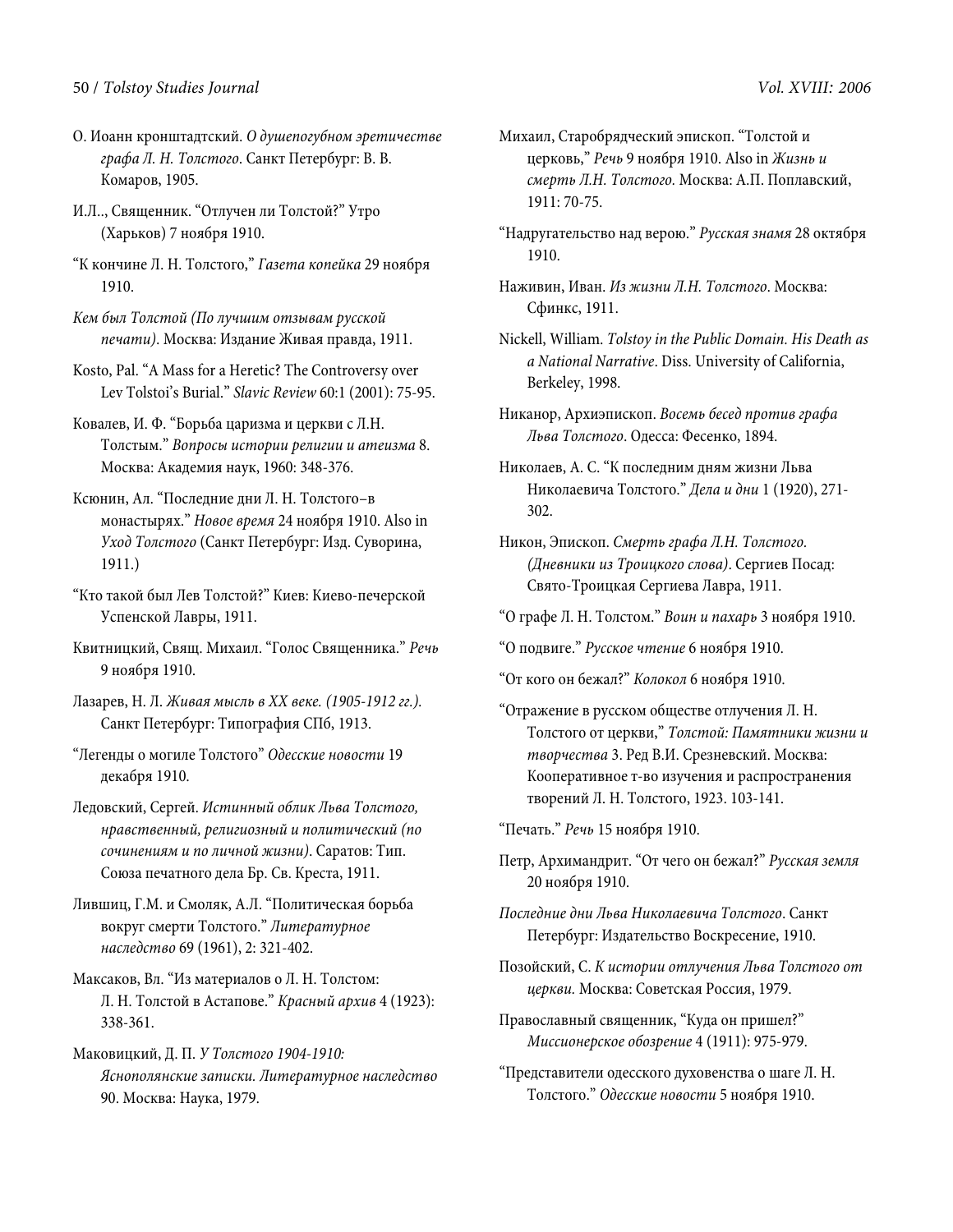О. Иоанн кронштадтский. *О душепогубном эретичестве графа Л. Н. Толстого*. Санкт Петербург: В. В. Комаров, 1905.

И.Л.., Священник. "Отлучен ли Толстой?" Утро (Харьков) 7 ноября 1910.

"К кончине Л. Н. Толстого," *Газета копейка* 29 ноября 1910.

*Кем был Толстой (По лучшим отзывам русской печати)*. Москва: Издание Живая правда, 1911.

Kosto, Pal. "A Mass for a Heretic? The Controversy over Lev Tolstoi's Burial." *Slavic Review* 60:1 (2001): 75-95.

Ковалев, И. Ф. "Борьба царизма и церкви с Л.Н. Толстым." *Вопросы истории религии и атеизма* 8. Москва: Академия наук, 1960: 348-376.

Ксюнин, Ал. "Последние дни Л. Н. Толстого–в монастырях." *Новое время* 24 ноября 1910. Also in *Уход Толстого* (Санкт Петербург: Изд. Суворина, 1911.)

"Кто такой был Лев Толстой?" Киев: Киево-печерской Успенской Лавры, 1911.

Квитницкий, Свящ. Михаил. "Голос Священника." *Речь* 9 ноября 1910.

Лазарев, Н. Л. *Живая мысль в XX веке. (1905-1912 гг.).* Санкт Петербург: Типография СПб, 1913.

"Легенды о могиле Толстого" *Одесские новости* 19 декабря 1910.

Ледовский, Сергей. *Истинный облик Льва Толстого, нравственный, религиозный и политический (по сочинениям и по личной жизни)*. Саратов: Тип. Союза печатного дела Бр. Св. Креста, 1911.

Лившиц, Г.М. и Смоляк, А.Л. "Политическая борьба вокруг смерти Толстого." *Литературное наследство* 69 (1961), 2: 321-402.

Максаков, Вл. "Из материалов о Л. Н. Толстом: Л. Н. Толстой в Астапове." *Красный архив* 4 (1923): 338-361.

Маковицкий, Д. П. *У Толстого 1904-1910: Яснополянские записки. Литературное наследство* 90. Москва: Наука, 1979.

Михаил, Старобрядческий эпископ. "Толстой и церковь," *Речь* 9 ноября 1910. Also in *Жизнь и смерть Л.Н. Толстого.* Москва: А.П. Поплавский, 1911: 70-75.

"Надругательство над верою." *Русская знамя* 28 октября 1910.

Наживин, Иван. *Из жизни Л.Н. Толстого*. Москва: Сфинкс, 1911.

Nickell, William. *Tolstoy in the Public Domain. His Death as a National Narrative*. Diss. University of California, Berkeley, 1998.

Никанор, Архиэпископ. *Восемь бесед против графа Льва Толстого*. Одесса: Фесенко, 1894.

Николаев, А. С. "К последним дням жизни Льва Николаевича Толстого." *Дела и дни* 1 (1920), 271-302.

Никон, Эпископ. *Смерть графа Л.Н. Толстого. (Дневники из Троицкого слова)*. Сергиев Посад: Свято-Троицкая Сергиева Лавра, 1911.

"О графе Л. Н. Толстом." *Воин и пахарь* 3 ноября 1910.

"О подвиге." *Русское чтение* 6 ноября 1910.

"От кого он бежал?" *Колокол* 6 ноября 1910.

"Отражение в русском обществе отлучения Л. Н. Толстого от церкви," *Толстой: Памятники жизни и творчества* 3. Ред В.И. Срезневский. Москва: Кооперативное т-во изучения и распространения творений Л. Н. Толстого, 1923. 103-141.

"Печать." *Речь* 15 ноября 1910.

Петр, Архимандрит. "От чего он бежал?" *Русская земля* 20 ноября 1910.

*Последние дни Льва Николаевича Толстого*. Санкт Петербург: Издательство Воскресение, 1910.

Позойский, С. *К истории отлучения Льва Толстого от церкви.* Москва: Советская Россия, 1979.

Православный священник, "Куда он пришел?" *Миссионерское обозрение* 4 (1911): 975-979.

"Представители одесского духовенства о шаге Л. Н. Толстого." *Одесские новости* 5 ноября 1910.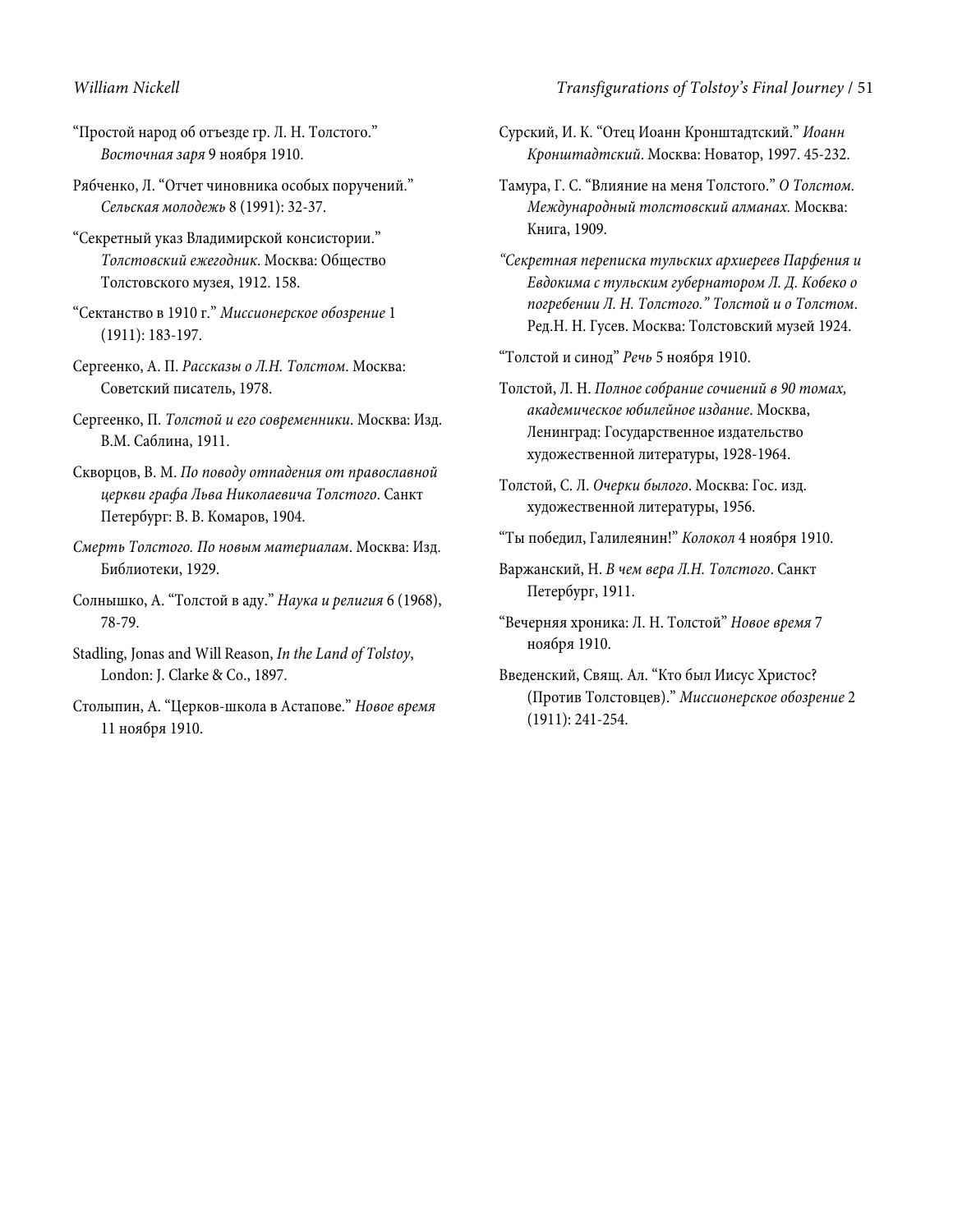"Простой народ об отъезде гр. Л. Н. Толстого." *Восточная заря* 9 ноября 1910.

Рябченко, Л. "Отчет чиновника особых поручений." *Сельская молодежь* 8 (1991): 32-37.

"Секретный указ Владимирской консистории." *Толстовский ежегодник*. Москва: Общество Толстовского музея, 1912. 158.

"Сектанство в 1910 г." *Миссионерское обозрение* 1 (1911): 183-197.

Сергеенко, А. П. *Рассказы о Л.Н. Толстом*. Москва: Советский писатель, 1978.

Сергеенко, П. *Толстой и его современники*. Москва: Изд. В.М. Саблина, 1911.

Скворцов, В. М. *По поводу отпадения от православной церкви графа Льва Николаевича Толстого*. Санкт Петербург: В. В. Комаров, 1904.

*Смерть Толстого. По новым материалам*. Москва: Изд. Библиотеки, 1929.

Солнышко, А. "Толстой в аду." *Наука и религия* 6 (1968), 78-79.

Stadling, Jonas and Will Reason, *In the Land of Tolstoy*, London: J. Clarke & Co., 1897.

Столыпин, А. "Церков-школа в Астапове." *Новое время* 11 ноября 1910.

Сурский, И. К. "Отец Иоанн Кронштадтский." *Иоанн Кронштадтский*. Москва: Новатор, 1997. 45-232.

Тамура, Г. С. "Влияние на меня Толстого." *О Толстом. Международный толстовский алманах.* Москва: Книга, 1909.

*"Секретная переписка тульских архиереев Парфения и Евдокима с тульским губернатором Л. Д. Кобеко о погребении Л. Н. Толстого." Толстой и о Толстом*. Ред.Н. Н. Гусев. Москва: Толстовский музей 1924.

"Толстой и синод" *Речь* 5 ноября 1910.

Толстой, Л. Н. *Полное собрание сочинений в 90 томах, академическое юбилейное издание*. Москва, Ленинград: Государственное издательство художественной литературы, 1928-1964.

Толстой, С. Л. *Очерки былого*. Москва: Гос. изд. художественной литературы, 1956.

"Ты победил, Галилеянин!" *Колокол* 4 ноября 1910.

Варжанский, Н. *В чем вера Л.Н. Толстого*. Санкт Петербург, 1911.

"Вечерняя хроника: Л. Н. Толстой" *Новое время* 7 ноября 1910.

Введенский, Свящ. Ал. "Кто был Иисус Христос? (Против Толстовцев)." *Миссионерское обозрение* 2 (1911): 241-254.